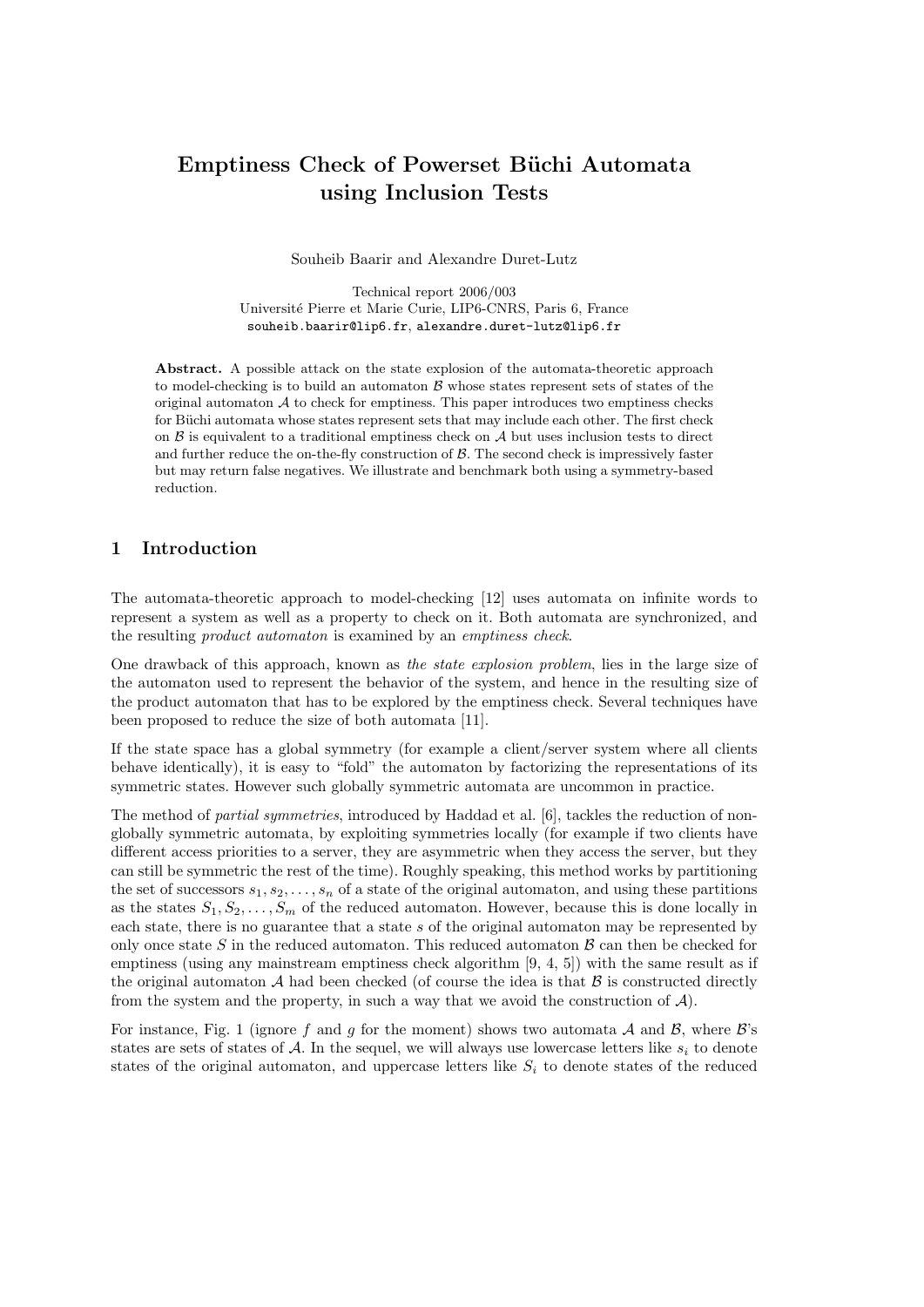# Emptiness Check of Powerset Büchi Automata using Inclusion Tests

Souheib Baarir and Alexandre Duret-Lutz

Technical report 2006/003
Université Pierre et Marie Curie, LIP6-CNRS, Paris 6, France
souheib.baarir@lip6.fr, alexandre.duret-lutz@lip6.fr

**Abstract.** A possible attack on the state explosion of the automata-theoretic approach to model-checking is to build an automaton $\mathcal{B}$ whose states represent sets of states of the original automaton $\mathcal{A}$ to check for emptiness. This paper introduces two emptiness checks for Büchi automata whose states represent sets that may include each other. The first check on $\mathcal{B}$ is equivalent to a traditional emptiness check on $\mathcal{A}$ but uses inclusion tests to direct and further reduce the on-the-fly construction of $\mathcal{B}$. The second check is impressively faster but may return false negatives. We illustrate and benchmark both using a symmetry-based reduction.

## 1 Introduction

The automata-theoretic approach to model-checking [12] uses automata on infinite words to represent a system as well as a property to check on it. Both automata are synchronized, and the resulting *product automaton* is examined by an *emptiness check*.

One drawback of this approach, known as *the state explosion problem*, lies in the large size of the automaton used to represent the behavior of the system, and hence in the resulting size of the product automaton that has to be explored by the emptiness check. Several techniques have been proposed to reduce the size of both automata [11].

If the state space has a global symmetry (for example a client/server system where all clients behave identically), it is easy to "fold" the automaton by factorizing the representations of its symmetric states. However such globally symmetric automata are uncommon in practice.

The method of *partial symmetries*, introduced by Haddad et al. [6], tackles the reduction of non-globally symmetric automata, by exploiting symmetries locally (for example if two clients have different access priorities to a server, they are asymmetric when they access the server, but they can still be symmetric the rest of the time). Roughly speaking, this method works by partitioning the set of successors $s_1, s_2, \ldots, s_n$ of a state of the original automaton, and using these partitions as the states $S_1, S_2, \ldots, S_m$ of the reduced automaton. However, because this is done locally in each state, there is no guarantee that a state $s$ of the original automaton may be represented by only once state $S$ in the reduced automaton. This reduced automaton $\mathcal{B}$ can then be checked for emptiness (using any mainstream emptiness check algorithm [9, 4, 5]) with the same result as if the original automaton $\mathcal{A}$ had been checked (of course the idea is that $\mathcal{B}$ is constructed directly from the system and the property, in such a way that we avoid the construction of $\mathcal{A}$).

For instance, Fig. 1 (ignore $f$ and $g$ for the moment) shows two automata $\mathcal{A}$ and $\mathcal{B}$, where $\mathcal{B}$'s states are sets of states of $\mathcal{A}$. In the sequel, we will always use lowercase letters like $s_i$ to denote states of the original automaton, and uppercase letters like $S_i$ to denote states of the reduced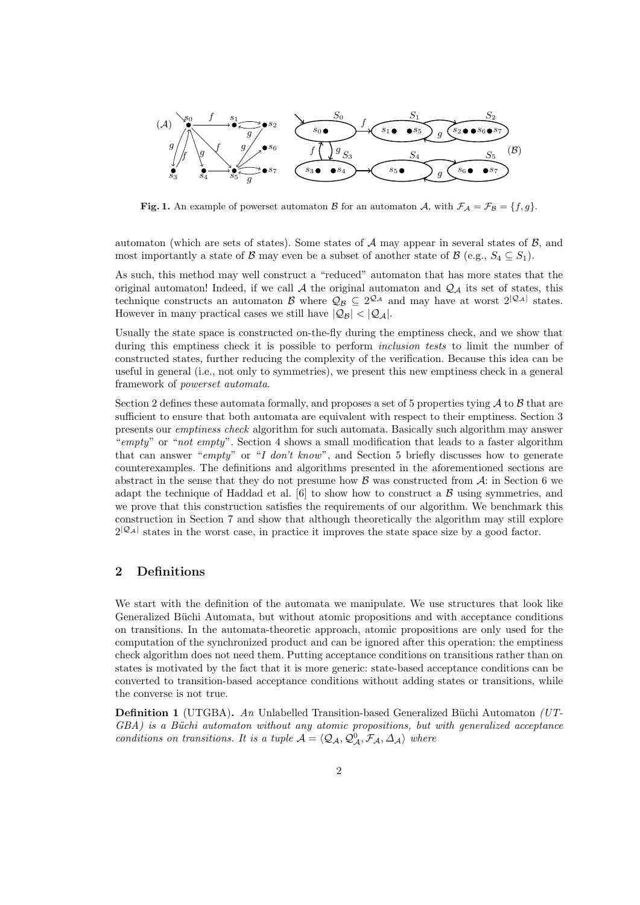**Fig. 1.** An example of powerset automaton $\mathcal{B}$ for an automaton $\mathcal{A}$, with $\mathcal{F}_\mathcal{A} = \mathcal{F}_\mathcal{B} = \{f, g\}$.

automaton (which are sets of states). Some states of $\mathcal{A}$ may appear in several states of $\mathcal{B}$, and most importantly a state of $\mathcal{B}$ may even be a subset of another state of $\mathcal{B}$ (e.g., $S_4 \subseteq S_1$).

As such, this method may well construct a "reduced" automaton that has more states that the original automaton! Indeed, if we call $\mathcal{A}$ the original automaton and $\mathcal{Q}_\mathcal{A}$ its set of states, this technique constructs an automaton $\mathcal{B}$ where $\mathcal{Q}_\mathcal{B} \subseteq 2^{\mathcal{Q}_\mathcal{A}}$ and may have at worst $2^{|\mathcal{Q}_\mathcal{A}|}$ states. However in many practical cases we still have $|\mathcal{Q}_\mathcal{B}| < |\mathcal{Q}_\mathcal{A}|$.

Usually the state space is constructed on-the-fly during the emptiness check, and we show that during this emptiness check it is possible to perform *inclusion tests* to limit the number of constructed states, further reducing the complexity of the verification. Because this idea can be useful in general (i.e., not only to symmetries), we present this new emptiness check in a general framework of *powerset automata*.

Section 2 defines these automata formally, and proposes a set of 5 properties tying $\mathcal{A}$ to $\mathcal{B}$ that are sufficient to ensure that both automata are equivalent with respect to their emptiness. Section 3 presents our *emptiness check* algorithm for such automata. Basically such algorithm may answer "*empty*" or "*not empty*". Section 4 shows a small modification that leads to a faster algorithm that can answer "*empty*" or "*I don't know*", and Section 5 briefly discusses how to generate counterexamples. The definitions and algorithms presented in the aforementioned sections are abstract in the sense that they do not presume how $\mathcal{B}$ was constructed from $\mathcal{A}$: in Section 6 we adapt the technique of Haddad et al. [6] to show how to construct a $\mathcal{B}$ using symmetries, and we prove that this construction satisfies the requirements of our algorithm. We benchmark this construction in Section 7 and show that although theoretically the algorithm may still explore $2^{|\mathcal{Q}_\mathcal{A}|}$ states in the worst case, in practice it improves the state space size by a good factor.

## 2 Definitions

We start with the definition of the automata we manipulate. We use structures that look like Generalized Büchi Automata, but without atomic propositions and with acceptance conditions on transitions. In the automata-theoretic approach, atomic propositions are only used for the computation of the synchronized product and can be ignored after this operation: the emptiness check algorithm does not need them. Putting acceptance conditions on transitions rather than on states is motivated by the fact that it is more generic: state-based acceptance conditions can be converted to transition-based acceptance conditions without adding states or transitions, while the converse is not true.

**Definition 1** (UTGBA)**.** *An* Unlabelled Transition-based Generalized Büchi Automaton *(UTGBA) is a Büchi automaton without any atomic propositions, but with generalized acceptance conditions on transitions. It is a tuple* $\mathcal{A} = \langle \mathcal{Q}_\mathcal{A}, \mathcal{Q}^0_\mathcal{A}, \mathcal{F}_\mathcal{A}, \Delta_\mathcal{A} \rangle$ *where*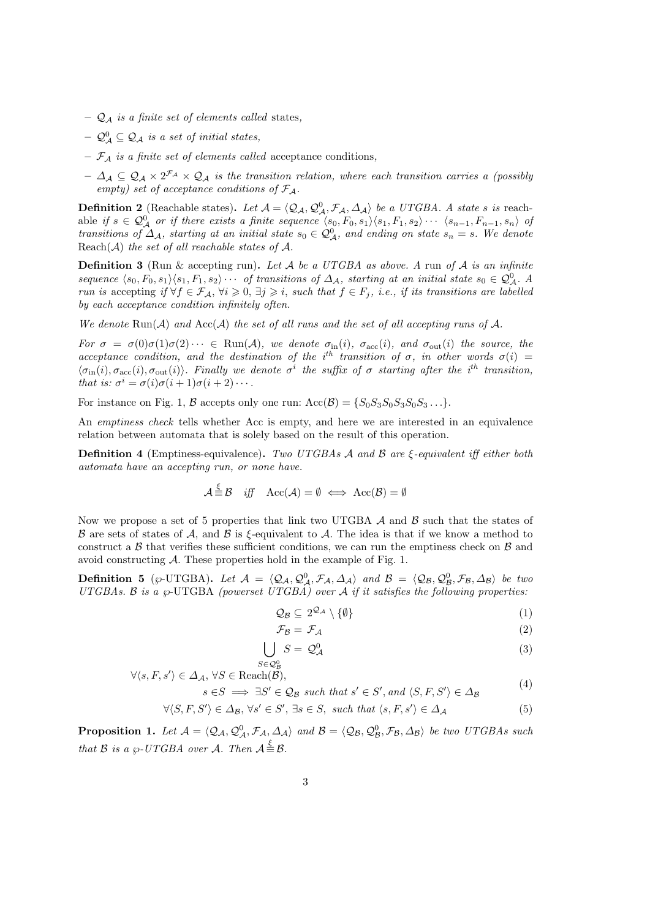- $\mathcal{Q}_\mathcal{A}$ *is a finite set of elements called* states,
- $\mathcal{Q}^0_\mathcal{A} \subseteq \mathcal{Q}_\mathcal{A}$ *is a set of initial states,*
- $\mathcal{F}_\mathcal{A}$ *is a finite set of elements called* acceptance conditions,
- $\Delta_\mathcal{A} \subseteq \mathcal{Q}_\mathcal{A} \times 2^{\mathcal{F}_\mathcal{A}} \times \mathcal{Q}_\mathcal{A}$ *is the transition relation, where each transition carries a (possibly empty) set of acceptance conditions of* $\mathcal{F}_\mathcal{A}$.

**Definition 2** (Reachable states)**.** *Let* $\mathcal{A} = \langle \mathcal{Q}_\mathcal{A}, \mathcal{Q}^0_\mathcal{A}, \mathcal{F}_\mathcal{A}, \Delta_\mathcal{A} \rangle$ *be a UTGBA. A state* $s$ *is* reachable *if* $s \in \mathcal{Q}^0_\mathcal{A}$ *or if there exists a finite sequence* $\langle s_0, F_0, s_1\rangle\langle s_1, F_1, s_2\rangle \cdots \langle s_{n-1}, F_{n-1}, s_n\rangle$ *of transitions of* $\Delta_\mathcal{A}$*, starting at an initial state* $s_0 \in \mathcal{Q}^0_\mathcal{A}$*, and ending on state* $s_n = s$*. We denote* $\mathrm{Reach}(\mathcal{A})$ *the set of all reachable states of* $\mathcal{A}$*.*

**Definition 3** (Run & accepting run)**.** *Let* $\mathcal{A}$ *be a UTGBA as above. A* run *of* $\mathcal{A}$ *is an infinite sequence* $\langle s_0, F_0, s_1\rangle\langle s_1, F_1, s_2\rangle \cdots$ *of transitions of* $\Delta_\mathcal{A}$*, starting at an initial state* $s_0 \in \mathcal{Q}^0_\mathcal{A}$*. A run is* accepting *if* $\forall f \in \mathcal{F}_\mathcal{A}$*,* $\forall i \geqslant 0$*,* $\exists j \geqslant i$*, such that* $f \in F_j$*, i.e., if its transitions are labelled by each acceptance condition infinitely often.*

*We denote* $\mathrm{Run}(\mathcal{A})$ *and* $\mathrm{Acc}(\mathcal{A})$ *the set of all runs and the set of all accepting runs of* $\mathcal{A}$*.*

*For* $\sigma = \sigma(0)\sigma(1)\sigma(2)\cdots \in \mathrm{Run}(\mathcal{A})$*, we denote* $\sigma_{\mathrm{in}}(i)$*,* $\sigma_{\mathrm{acc}}(i)$*, and* $\sigma_{\mathrm{out}}(i)$ *the source, the acceptance condition, and the destination of the* $i^{th}$ *transition of* $\sigma$*, in other words* $\sigma(i) = \langle \sigma_{\mathrm{in}}(i), \sigma_{\mathrm{acc}}(i), \sigma_{\mathrm{out}}(i)\rangle$*. Finally we denote* $\sigma^i$ *the suffix of* $\sigma$ *starting after the* $i^{th}$ *transition, that is:* $\sigma^i = \sigma(i)\sigma(i+1)\sigma(i+2)\cdots$*.*

For instance on Fig. 1, $\mathcal{B}$ accepts only one run: $\mathrm{Acc}(\mathcal{B}) = \{S_0 S_3 S_0 S_3 S_0 S_3 \ldots\}$.

An *emptiness check* tells whether Acc is empty, and here we are interested in an equivalence relation between automata that is solely based on the result of this operation.

**Definition 4** (Emptiness-equivalence)**.** *Two UTGBAs* $\mathcal{A}$ *and* $\mathcal{B}$ *are* $\xi$*-equivalent iff either both automata have an accepting run, or none have.*

$$\mathcal{A} \stackrel{\xi}{\equiv} \mathcal{B} \quad \textit{iff} \quad \mathrm{Acc}(\mathcal{A}) = \emptyset \iff \mathrm{Acc}(\mathcal{B}) = \emptyset$$

Now we propose a set of 5 properties that link two UTGBA $\mathcal{A}$ and $\mathcal{B}$ such that the states of $\mathcal{B}$ are sets of states of $\mathcal{A}$, and $\mathcal{B}$ is $\xi$-equivalent to $\mathcal{A}$. The idea is that if we know a method to construct a $\mathcal{B}$ that verifies these sufficient conditions, we can run the emptiness check on $\mathcal{B}$ and avoid constructing $\mathcal{A}$. These properties hold in the example of Fig. 1.

**Definition 5** ($\wp$-UTGBA)**.** *Let* $\mathcal{A} = \langle \mathcal{Q}_\mathcal{A}, \mathcal{Q}^0_\mathcal{A}, \mathcal{F}_\mathcal{A}, \Delta_\mathcal{A} \rangle$ *and* $\mathcal{B} = \langle \mathcal{Q}_\mathcal{B}, \mathcal{Q}^0_\mathcal{B}, \mathcal{F}_\mathcal{B}, \Delta_\mathcal{B} \rangle$ *be two UTGBAs.* $\mathcal{B}$ *is a* $\wp$-UTGBA *(powerset UTGBA) over* $\mathcal{A}$ *if it satisfies the following properties:*

$$\mathcal{Q}_\mathcal{B} \subseteq 2^{\mathcal{Q}_\mathcal{A}} \setminus \{\emptyset\} \tag{1}$$

$$\mathcal{F}_\mathcal{B} = \mathcal{F}_\mathcal{A} \tag{2}$$

$$\bigcup_{S \in \mathcal{Q}^0_\mathcal{B}} S = \mathcal{Q}^0_\mathcal{A} \tag{3}$$

$$\forall \langle s, F, s' \rangle \in \Delta_\mathcal{A},\ \forall S \in \mathrm{Reach}(\mathcal{B}),\quad s \in S \implies \exists S' \in \mathcal{Q}_\mathcal{B} \text{ such that } s' \in S', \text{and } \langle S, F, S' \rangle \in \Delta_\mathcal{B} \tag{4}$$

$$\forall \langle S, F, S' \rangle \in \Delta_\mathcal{B},\ \forall s' \in S',\ \exists s \in S,\ \text{ such that } \langle s, F, s' \rangle \in \Delta_\mathcal{A} \tag{5}$$

**Proposition 1.** *Let* $\mathcal{A} = \langle \mathcal{Q}_\mathcal{A}, \mathcal{Q}^0_\mathcal{A}, \mathcal{F}_\mathcal{A}, \Delta_\mathcal{A} \rangle$ *and* $\mathcal{B} = \langle \mathcal{Q}_\mathcal{B}, \mathcal{Q}^0_\mathcal{B}, \mathcal{F}_\mathcal{B}, \Delta_\mathcal{B} \rangle$ *be two UTGBAs such that* $\mathcal{B}$ *is a* $\wp$*-UTGBA over* $\mathcal{A}$*. Then* $\mathcal{A} \stackrel{\xi}{\equiv} \mathcal{B}$*.*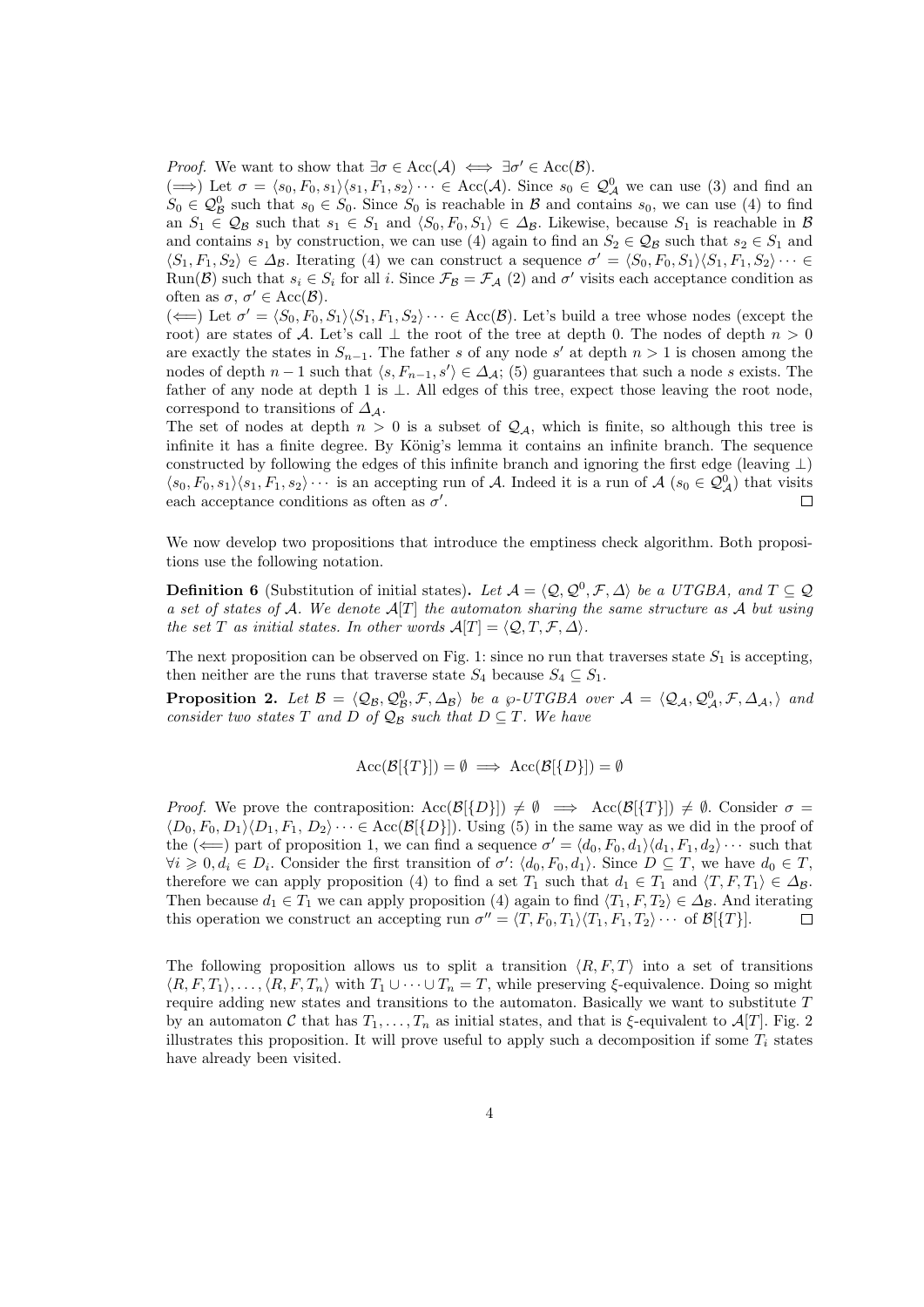*Proof.* We want to show that $\exists \sigma \in \text{Acc}(\mathcal{A}) \iff \exists \sigma' \in \text{Acc}(\mathcal{B})$.

($\Longrightarrow$) Let $\sigma = \langle s_0, F_0, s_1\rangle\langle s_1, F_1, s_2\rangle \cdots \in \text{Acc}(\mathcal{A})$. Since $s_0 \in \mathcal{Q}^0_{\mathcal{A}}$ we can use (3) and find an $S_0 \in \mathcal{Q}^0_{\mathcal{B}}$ such that $s_0 \in S_0$. Since $S_0$ is reachable in $\mathcal{B}$ and contains $s_0$, we can use (4) to find an $S_1 \in \mathcal{Q}_{\mathcal{B}}$ such that $s_1 \in S_1$ and $\langle S_0, F_0, S_1\rangle \in \Delta_{\mathcal{B}}$. Likewise, because $S_1$ is reachable in $\mathcal{B}$ and contains $s_1$ by construction, we can use (4) again to find an $S_2 \in \mathcal{Q}_{\mathcal{B}}$ such that $s_2 \in S_1$ and $\langle S_1, F_1, S_2\rangle \in \Delta_{\mathcal{B}}$. Iterating (4) we can construct a sequence $\sigma' = \langle S_0, F_0, S_1\rangle\langle S_1, F_1, S_2\rangle \cdots \in \text{Run}(\mathcal{B})$ such that $s_i \in S_i$ for all $i$. Since $\mathcal{F}_{\mathcal{B}} = \mathcal{F}_{\mathcal{A}}$ (2) and $\sigma'$ visits each acceptance condition as often as $\sigma$, $\sigma' \in \text{Acc}(\mathcal{B})$.

($\Longleftarrow$) Let $\sigma' = \langle S_0, F_0, S_1\rangle\langle S_1, F_1, S_2\rangle \cdots \in \text{Acc}(\mathcal{B})$. Let's build a tree whose nodes (except the root) are states of $\mathcal{A}$. Let's call $\perp$ the root of the tree at depth 0. The nodes of depth $n > 0$ are exactly the states in $S_{n-1}$. The father $s$ of any node $s'$ at depth $n > 1$ is chosen among the nodes of depth $n-1$ such that $\langle s, F_{n-1}, s'\rangle \in \Delta_{\mathcal{A}}$; (5) guarantees that such a node $s$ exists. The father of any node at depth 1 is $\perp$. All edges of this tree, expect those leaving the root node, correspond to transitions of $\Delta_{\mathcal{A}}$.

The set of nodes at depth $n > 0$ is a subset of $\mathcal{Q}_{\mathcal{A}}$, which is finite, so although this tree is infinite it has a finite degree. By König's lemma it contains an infinite branch. The sequence constructed by following the edges of this infinite branch and ignoring the first edge (leaving $\perp$) $\langle s_0, F_0, s_1\rangle\langle s_1, F_1, s_2\rangle \cdots$ is an accepting run of $\mathcal{A}$. Indeed it is a run of $\mathcal{A}$ ($s_0 \in \mathcal{Q}^0_{\mathcal{A}}$) that visits each acceptance conditions as often as $\sigma'$. $\square$

We now develop two propositions that introduce the emptiness check algorithm. Both propositions use the following notation.

**Definition 6** (Substitution of initial states)**.** *Let $\mathcal{A} = \langle \mathcal{Q}, \mathcal{Q}^0, \mathcal{F}, \Delta\rangle$ be a UTGBA, and $T \subseteq \mathcal{Q}$ a set of states of $\mathcal{A}$. We denote $\mathcal{A}[T]$ the automaton sharing the same structure as $\mathcal{A}$ but using the set $T$ as initial states. In other words $\mathcal{A}[T] = \langle \mathcal{Q}, T, \mathcal{F}, \Delta\rangle$.*

The next proposition can be observed on Fig. 1: since no run that traverses state $S_1$ is accepting, then neither are the runs that traverse state $S_4$ because $S_4 \subseteq S_1$.

**Proposition 2.** *Let $\mathcal{B} = \langle \mathcal{Q}_{\mathcal{B}}, \mathcal{Q}^0_{\mathcal{B}}, \mathcal{F}, \Delta_{\mathcal{B}}\rangle$ be a $\wp$-UTGBA over $\mathcal{A} = \langle \mathcal{Q}_{\mathcal{A}}, \mathcal{Q}^0_{\mathcal{A}}, \mathcal{F}, \Delta_{\mathcal{A}},\rangle$ and consider two states $T$ and $D$ of $\mathcal{Q}_{\mathcal{B}}$ such that $D \subseteq T$. We have*

$$\text{Acc}(\mathcal{B}[\{T\}]) = \emptyset \implies \text{Acc}(\mathcal{B}[\{D\}]) = \emptyset$$

*Proof.* We prove the contraposition: $\text{Acc}(\mathcal{B}[\{D\}]) \neq \emptyset \implies \text{Acc}(\mathcal{B}[\{T\}]) \neq \emptyset$. Consider $\sigma = \langle D_0, F_0, D_1\rangle\langle D_1, F_1, D_2\rangle \cdots \in \text{Acc}(\mathcal{B}[\{D\}])$. Using (5) in the same way as we did in the proof of the ($\Longleftarrow$) part of proposition 1, we can find a sequence $\sigma' = \langle d_0, F_0, d_1\rangle\langle d_1, F_1, d_2\rangle \cdots$ such that $\forall i \geqslant 0, d_i \in D_i$. Consider the first transition of $\sigma'$: $\langle d_0, \mathcal{F}, d_1\rangle$. Since $D \subseteq T$, we have $d_0 \in T$, therefore we can apply proposition (4) to find a set $T_1$ such that $d_1 \in T_1$ and $\langle T, F, T_1\rangle \in \Delta_{\mathcal{B}}$. Then because $d_1 \in T_1$ we can apply proposition (4) again to find $\langle T_1, F_1, T_2\rangle \in \Delta_{\mathcal{B}}$. And iterating this operation we construct an accepting run $\sigma'' = \langle T, F_0, T_1\rangle\langle T_1, F_1, T_2\rangle \cdots$ of $\mathcal{B}[\{T\}]$. $\square$

The following proposition allows us to split a transition $\langle R, F, T\rangle$ into a set of transitions $\langle R, F, T_1\rangle, \ldots, \langle R, F, T_n\rangle$ with $T_1 \cup \cdots \cup T_n = T$, while preserving $\xi$-equivalence. Doing so might require adding new states and transitions to the automaton. Basically we want to substitute $T$ by an automaton $\mathcal{C}$ that has $T_1, \ldots, T_n$ as initial states, and that is $\xi$-equivalent to $\mathcal{A}[T]$. Fig. 2 illustrates this proposition. It will prove useful to apply such a decomposition if some $T_i$ states have already been visited.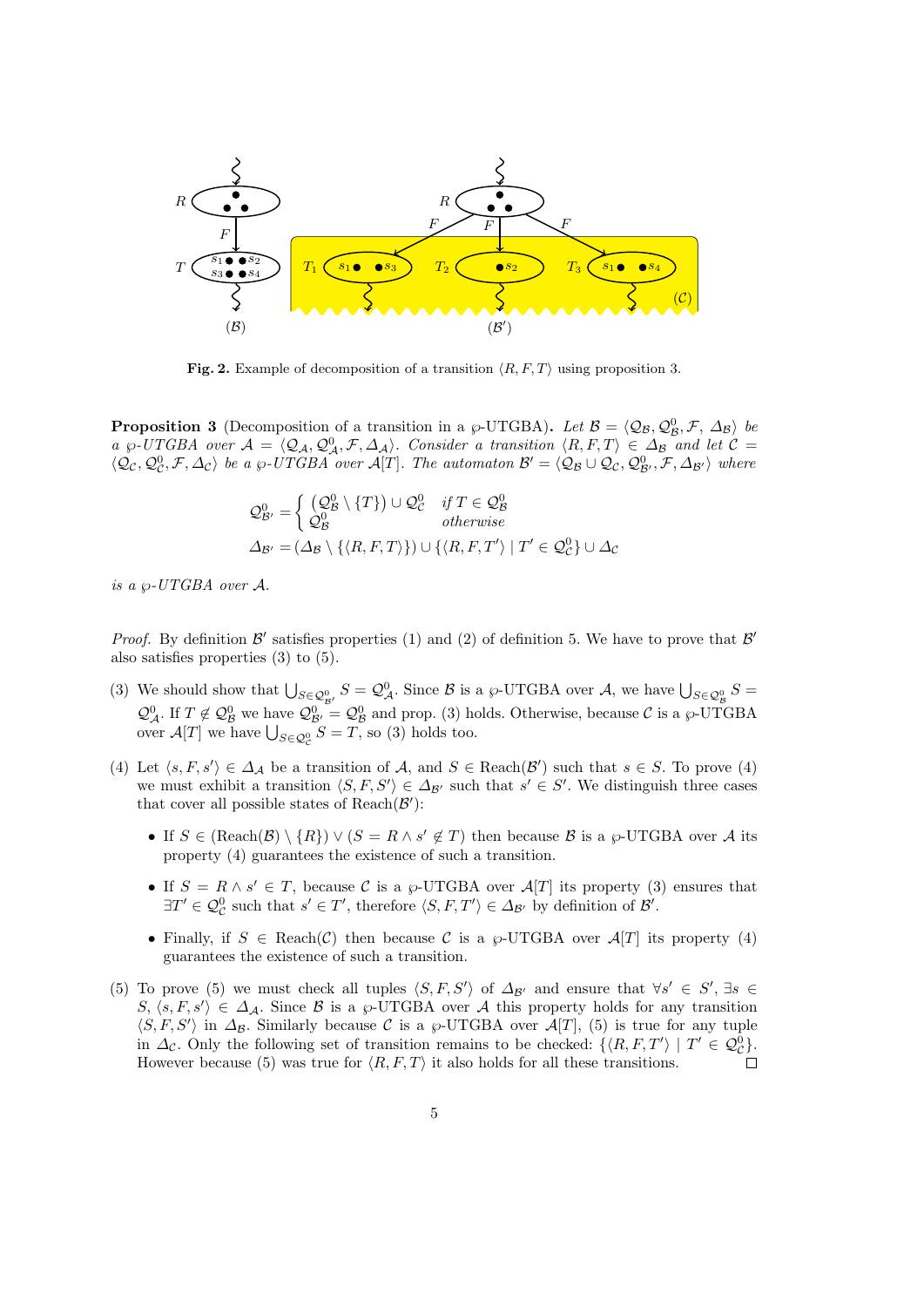**Fig. 2.** Example of decomposition of a transition $\langle R, F, T\rangle$ using proposition 3.

**Proposition 3** (Decomposition of a transition in a $\wp$-UTGBA). *Let $\mathcal{B} = \langle \mathcal{Q}_\mathcal{B}, \mathcal{Q}^0_\mathcal{B}, \mathcal{F}, \Delta_\mathcal{B}\rangle$ be a $\wp$-UTGBA over $\mathcal{A} = \langle \mathcal{Q}_\mathcal{A}, \mathcal{Q}^0_\mathcal{A}, \mathcal{F}, \Delta_\mathcal{A}\rangle$. Consider a transition $\langle R, F, T\rangle \in \Delta_\mathcal{B}$ and let $\mathcal{C} = \langle \mathcal{Q}_\mathcal{C}, \mathcal{Q}^0_\mathcal{C}, \mathcal{F}, \Delta_\mathcal{C}\rangle$ be a $\wp$-UTGBA over $\mathcal{A}[T]$. The automaton $\mathcal{B}' = \langle \mathcal{Q}_\mathcal{B} \cup \mathcal{Q}_\mathcal{C}, \mathcal{Q}^0_{\mathcal{B}'}, \mathcal{F}, \Delta_{\mathcal{B}'}\rangle$ where*

$$\mathcal{Q}^0_{\mathcal{B}'} = \begin{cases} \left(\mathcal{Q}^0_\mathcal{B} \setminus \{T\}\right) \cup \mathcal{Q}^0_\mathcal{C} & \text{if } T \in \mathcal{Q}^0_\mathcal{B} \\ \mathcal{Q}^0_\mathcal{B} & \text{otherwise} \end{cases}$$

$$\Delta_{\mathcal{B}'} = \left(\Delta_\mathcal{B} \setminus \{\langle R, F, T\rangle\}\right) \cup \{\langle R, F, T'\rangle \mid T' \in \mathcal{Q}^0_\mathcal{C}\} \cup \Delta_\mathcal{C}$$

*is a $\wp$-UTGBA over $\mathcal{A}$.*

*Proof.* By definition $\mathcal{B}'$ satisfies properties (1) and (2) of definition 5. We have to prove that $\mathcal{B}'$ also satisfies properties (3) to (5).

(3) We should show that $\bigcup_{S \in \mathcal{Q}^0_{\mathcal{B}'}} S = \mathcal{Q}^0_\mathcal{A}$. Since $\mathcal{B}$ is a $\wp$-UTGBA over $\mathcal{A}$, we have $\bigcup_{S \in \mathcal{Q}^0_\mathcal{B}} S = \mathcal{Q}^0_\mathcal{A}$. If $T \notin \mathcal{Q}^0_\mathcal{B}$ we have $\mathcal{Q}^0_{\mathcal{B}'} = \mathcal{Q}^0_\mathcal{B}$ and prop. (3) holds. Otherwise, because $\mathcal{C}$ is a $\wp$-UTGBA over $\mathcal{A}[T]$ we have $\bigcup_{S \in \mathcal{Q}^0_\mathcal{C}} S = T$, so (3) holds too.

(4) Let $\langle s, F, s'\rangle \in \Delta_\mathcal{A}$ be a transition of $\mathcal{A}$, and $S \in \text{Reach}(\mathcal{B}')$ such that $s \in S$. To prove (4) we must exhibit a transition $\langle S, F, S'\rangle \in \Delta_{\mathcal{B}'}$ such that $s' \in S'$. We distinguish three cases that cover all possible states of $\text{Reach}(\mathcal{B}')$:

- If $S \in (\text{Reach}(\mathcal{B}) \setminus \{R\}) \vee (S = R \wedge s' \notin T)$ then because $\mathcal{B}$ is a $\wp$-UTGBA over $\mathcal{A}$ its property (4) guarantees the existence of such a transition.
- If $S = R \wedge s' \in T$, because $\mathcal{C}$ is a $\wp$-UTGBA over $\mathcal{A}[T]$ its property (3) ensures that $\exists T' \in \mathcal{Q}^0_\mathcal{C}$ such that $s' \in T'$, therefore $\langle S, F, T'\rangle \in \Delta_{\mathcal{B}'}$ by definition of $\mathcal{B}'$.
- Finally, if $S \in \text{Reach}(\mathcal{C})$ then because $\mathcal{C}$ is a $\wp$-UTGBA over $\mathcal{A}[T]$ its property (4) guarantees the existence of such a transition.

(5) To prove (5) we must check all tuples $\langle S, F, S'\rangle$ of $\Delta_{\mathcal{B}'}$ and ensure that $\forall s' \in S', \exists s \in S, \langle s, F, s'\rangle \in \Delta_\mathcal{A}$. Since $\mathcal{B}$ is a $\wp$-UTGBA over $\mathcal{A}$ this property holds for any transition $\langle S, F, S'\rangle$ in $\Delta_\mathcal{B}$. Similarly because $\mathcal{C}$ is a $\wp$-UTGBA over $\mathcal{A}[T]$, (5) is true for any tuple in $\Delta_\mathcal{C}$. Only the following set of transition remains to be checked: $\{\langle R, F, T'\rangle \mid T' \in \mathcal{Q}^0_\mathcal{C}\}$. However because (5) was true for $\langle R, F, T\rangle$ it also holds for all these transitions. $\square$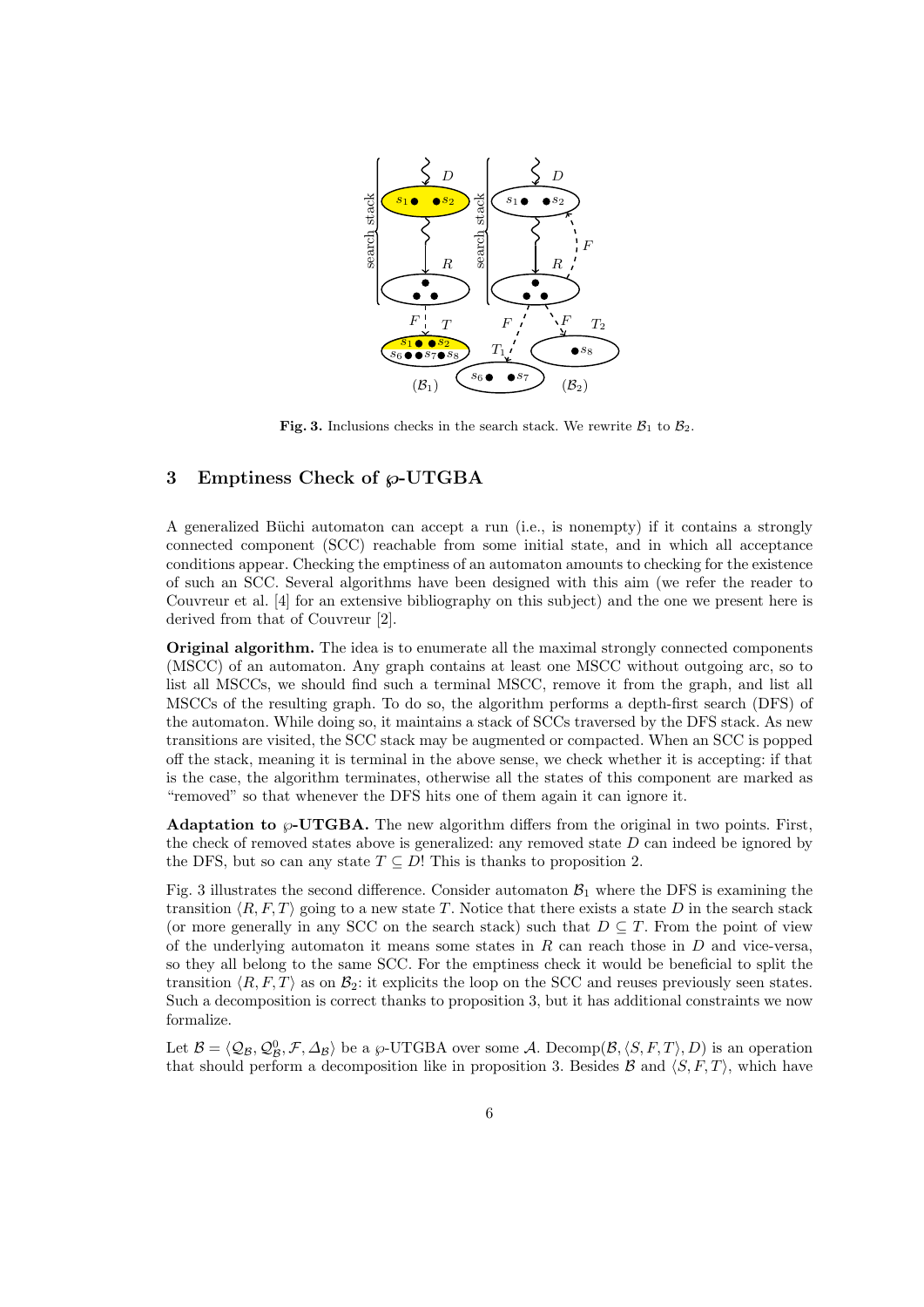**Fig. 3.** Inclusions checks in the search stack. We rewrite $\mathcal{B}_1$ to $\mathcal{B}_2$.

## 3 Emptiness Check of $\wp$-UTGBA

A generalized Büchi automaton can accept a run (i.e., is nonempty) if it contains a strongly connected component (SCC) reachable from some initial state, and in which all acceptance conditions appear. Checking the emptiness of an automaton amounts to checking for the existence of such an SCC. Several algorithms have been designed with this aim (we refer the reader to Couvreur et al. [4] for an extensive bibliography on this subject) and the one we present here is derived from that of Couvreur [2].

**Original algorithm.** The idea is to enumerate all the maximal strongly connected components (MSCC) of an automaton. Any graph contains at least one MSCC without outgoing arc, so to list all MSCCs, we should find such a terminal MSCC, remove it from the graph, and list all MSCCs of the resulting graph. To do so, the algorithm performs a depth-first search (DFS) of the automaton. While doing so, it maintains a stack of SCCs traversed by the DFS stack. As new transitions are visited, the SCC stack may be augmented or compacted. When an SCC is popped off the stack, meaning it is terminal in the above sense, we check whether it is accepting: if that is the case, the algorithm terminates, otherwise all the states of this component are marked as "removed" so that whenever the DFS hits one of them again it can ignore it.

**Adaptation to $\wp$-UTGBA.** The new algorithm differs from the original in two points. First, the check of removed states above is generalized: any removed state $D$ can indeed be ignored by the DFS, but so can any state $T \subseteq D$! This is thanks to proposition 2.

Fig. 3 illustrates the second difference. Consider automaton $\mathcal{B}_1$ where the DFS is examining the transition $\langle R, F, T \rangle$ going to a new state $T$. Notice that there exists a state $D$ in the search stack (or more generally in any SCC on the search stack) such that $D \subseteq T$. From the point of view of the underlying automaton it means some states in $R$ can reach those in $D$ and vice-versa, so they all belong to the same SCC. For the emptiness check it would be beneficial to split the transition $\langle R, F, T \rangle$ as on $\mathcal{B}_2$: it explicits the loop on the SCC and reuses previously seen states. Such a decomposition is correct thanks to proposition 3, but it has additional constraints we now formalize.

Let $\mathcal{B} = \langle \mathcal{Q}_\mathcal{B}, \mathcal{Q}^0_\mathcal{B}, \mathcal{F}, \Delta_\mathcal{B} \rangle$ be a $\wp$-UTGBA over some $\mathcal{A}$. $\mathrm{Decomp}(\mathcal{B}, \langle S, F, T \rangle, D)$ is an operation that should perform a decomposition like in proposition 3. Besides $\mathcal{B}$ and $\langle S, F, T \rangle$, which have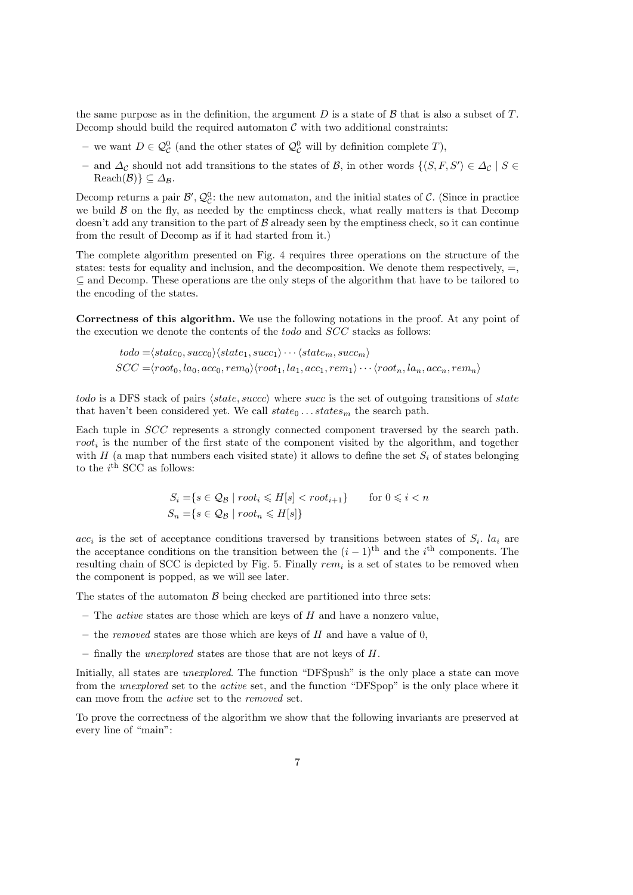the same purpose as in the definition, the argument $D$ is a state of $\mathcal{B}$ that is also a subset of $T$. Decomp should build the required automaton $\mathcal{C}$ with two additional constraints:

- we want $D \in \mathcal{Q}^0_{\mathcal{C}}$ (and the other states of $\mathcal{Q}^0_{\mathcal{C}}$ will by definition complete $T$),
- and $\Delta_{\mathcal{C}}$ should not add transitions to the states of $\mathcal{B}$, in other words $\{\langle S, F, S'\rangle \in \Delta_{\mathcal{C}} \mid S \in \mathrm{Reach}(\mathcal{B})\} \subseteq \Delta_{\mathcal{B}}$.

Decomp returns a pair $\mathcal{B}', \mathcal{Q}^0_{\mathcal{C}}$: the new automaton, and the initial states of $\mathcal{C}$. (Since in practice we build $\mathcal{B}$ on the fly, as needed by the emptiness check, what really matters is that Decomp doesn't add any transition to the part of $\mathcal{B}$ already seen by the emptiness check, so it can continue from the result of Decomp as if it had started from it.)

The complete algorithm presented on Fig. 4 requires three operations on the structure of the states: tests for equality and inclusion, and the decomposition. We denote them respectively, $=$, $\subseteq$ and Decomp. These operations are the only steps of the algorithm that have to be tailored to the encoding of the states.

**Correctness of this algorithm.** We use the following notations in the proof. At any point of the execution we denote the contents of the *todo* and *SCC* stacks as follows:

$$\begin{aligned}
todo =& \langle state_0, succ_0\rangle\langle state_1, succ_1\rangle \cdots \langle state_m, succ_m\rangle \\
SCC =& \langle root_0, la_0, acc_0, rem_0\rangle\langle root_1, la_1, acc_1, rem_1\rangle \cdots \langle root_n, la_n, acc_n, rem_n\rangle
\end{aligned}$$

*todo* is a DFS stack of pairs $\langle state, succ\rangle$ where *succ* is the set of outgoing transitions of *state* that haven't been considered yet. We call $state_0 \dots states_m$ the search path.

Each tuple in *SCC* represents a strongly connected component traversed by the search path. $root_i$ is the number of the first state of the component visited by the algorithm, and together with $H$ (a map that numbers each visited state) it allows to define the set $S_i$ of states belonging to the $i^{\text{th}}$ SCC as follows:

$$\begin{aligned}
S_i =& \{s \in \mathcal{Q}_{\mathcal{B}} \mid root_i \leqslant H[s] < root_{i+1}\} \qquad \text{for } 0 \leqslant i < n \\
S_n =& \{s \in \mathcal{Q}_{\mathcal{B}} \mid root_n \leqslant H[s]\}
\end{aligned}$$

$acc_i$ is the set of acceptance conditions traversed by transitions between states of $S_i$. $la_i$ are the acceptance conditions on the transition between the $(i-1)^{\text{th}}$ and the $i^{\text{th}}$ components. The resulting chain of SCC is depicted by Fig. 5. Finally $rem_i$ is a set of states to be removed when the component is popped, as we will see later.

The states of the automaton $\mathcal{B}$ being checked are partitioned into three sets:

- The *active* states are those which are keys of $H$ and have a nonzero value,
- the *removed* states are those which are keys of $H$ and have a value of 0,
- finally the *unexplored* states are those that are not keys of $H$.

Initially, all states are *unexplored*. The function "DFSpush" is the only place a state can move from the *unexplored* set to the *active* set, and the function "DFSpop" is the only place where it can move from the *active* set to the *removed* set.

To prove the correctness of the algorithm we show that the following invariants are preserved at every line of "main":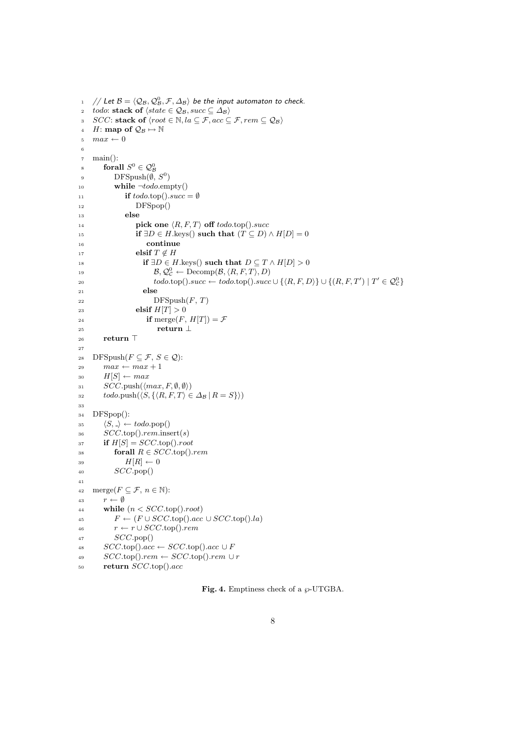```
1  // Let B = ⟨Q_B, Q_B^0, F, Δ_B⟩ be the input automaton to check.
2  todo: stack of ⟨state ∈ Q_B, succ ⊆ Δ_B⟩
3  SCC: stack of ⟨root ∈ ℕ, la ⊆ F, acc ⊆ F, rem ⊆ Q_B⟩
4  H: map of Q_B ↦ ℕ
5  max ← 0
6
7  main():
8      forall S^0 ∈ Q_B^0
9          DFSpush(∅, S^0)
10         while ¬todo.empty()
11             if todo.top().succ = ∅
12                 DFSpop()
13             else
14                 pick one ⟨R, F, T⟩ off todo.top().succ
15                 if ∃D ∈ H.keys() such that (T ⊆ D) ∧ H[D] = 0
16                     continue
17                 elsif T ∉ H
18                     if ∃D ∈ H.keys() such that D ⊆ T ∧ H[D] > 0
19                         B, Q_C^0 ← Decomp(B, ⟨R, F, T⟩, D)
20                         todo.top().succ ← todo.top().succ ∪ {⟨R, F, D⟩} ∪ {(R, F, T′) | T′ ∈ Q_C^0}
21                     else
22                         DFSpush(F, T)
23                 elsif H[T] > 0
24                     if merge(F, H[T]) = F
25                         return ⊥
26     return ⊤
27
28 DFSpush(F ⊆ F, S ∈ Q):
29     max ← max + 1
30     H[S] ← max
31     SCC.push(⟨max, F, ∅, ∅⟩)
32     todo.push(⟨S, {⟨R, F, T⟩ ∈ Δ_B | R = S}⟩)
33
34 DFSpop():
35     ⟨S, _⟩ ← todo.pop()
36     SCC.top().rem.insert(s)
37     if H[S] = SCC.top().root
38         forall R ∈ SCC.top().rem
39             H[R] ← 0
40         SCC.pop()
41
42 merge(F ⊆ F, n ∈ ℕ):
43     r ← ∅
44     while (n < SCC.top().root)
45         F ← (F ∪ SCC.top().acc ∪ SCC.top().la)
46         r ← r ∪ SCC.top().rem
47         SCC.pop()
48     SCC.top().acc ← SCC.top().acc ∪ F
49     SCC.top().rem ← SCC.top().rem ∪ r
50     return SCC.top().acc
```

**Fig. 4.** Emptiness check of a $\wp$-UTGBA.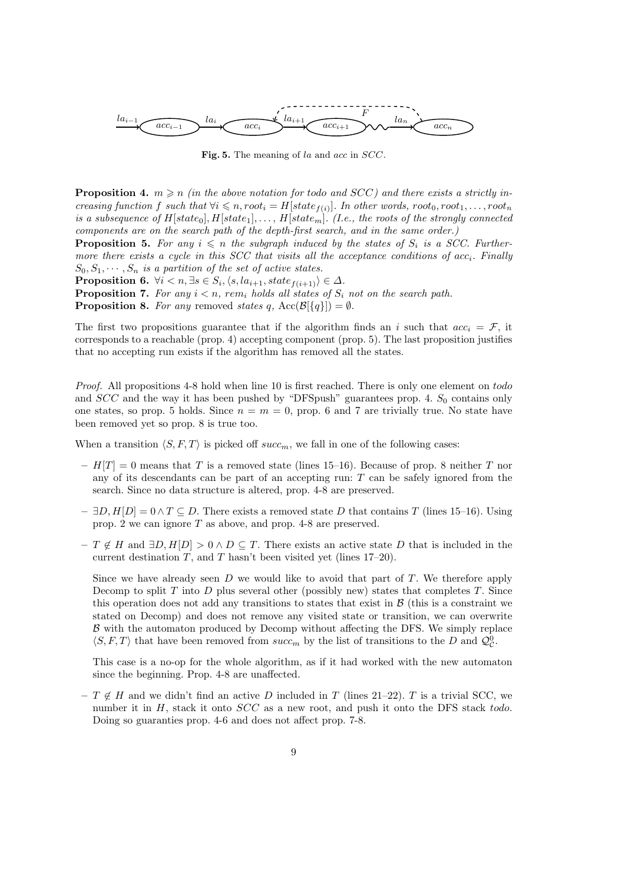Fig. 5. The meaning of $la$ and $acc$ in $SCC$.

**Proposition 4.** *$m \geqslant n$ (in the above notation for todo and SCC) and there exists a strictly increasing function $f$ such that $\forall i \leqslant n, root_i = H[state_{f(i)}]$. In other words, $root_0, root_1, \ldots, root_n$ is a subsequence of $H[state_0], H[state_1], \ldots, H[state_m]$. (I.e., the roots of the strongly connected components are on the search path of the depth-first search, and in the same order.)*

**Proposition 5.** *For any $i \leqslant n$ the subgraph induced by the states of $S_i$ is a SCC. Furthermore there exists a cycle in this SCC that visits all the acceptance conditions of $acc_i$. Finally $S_0, S_1, \cdots, S_n$ is a partition of the set of active states.*

**Proposition 6.** *$\forall i < n, \exists s \in S_i, \langle s, la_{i+1}, state_{f(i+1)} \rangle \in \Delta$.*

**Proposition 7.** *For any $i < n$, $rem_i$ holds all states of $S_i$ not on the search path.*

**Proposition 8.** *For any* removed *states $q$, $\mathrm{Acc}(\mathcal{B}[\{q\}]) = \emptyset$.*

The first two propositions guarantee that if the algorithm finds an $i$ such that $acc_i = \mathcal{F}$, it corresponds to a reachable (prop. 4) accepting component (prop. 5). The last proposition justifies that no accepting run exists if the algorithm has removed all the states.

*Proof.* All propositions 4-8 hold when line 10 is first reached. There is only one element on *todo* and $SCC$ and the way it has been pushed by "DFSpush" guarantees prop. 4. $S_0$ contains only one states, so prop. 5 holds. Since $n = m = 0$, prop. 6 and 7 are trivially true. No state have been removed yet so prop. 8 is true too.

When a transition $\langle S, F, T \rangle$ is picked off $succ_m$, we fall in one of the following cases:

- $H[T] = 0$ means that $T$ is a removed state (lines 15–16). Because of prop. 8 neither $T$ nor any of its descendants can be part of an accepting run: $T$ can be safely ignored from the search. Since no data structure is altered, prop. 4-8 are preserved.
- $\exists D, H[D] = 0 \wedge T \subseteq D$. There exists a removed state $D$ that contains $T$ (lines 15–16). Using prop. 2 we can ignore $T$ as above, and prop. 4-8 are preserved.
- $T \notin H$ and $\exists D, H[D] > 0 \wedge D \subseteq T$. There exists an active state $D$ that is included in the current destination $T$, and $T$ hasn't been visited yet (lines 17–20).

  Since we have already seen $D$ we would like to avoid that part of $T$. We therefore apply Decomp to split $T$ into $D$ plus several other (possibly new) states that completes $T$. Since this operation does not add any transitions to states that exist in $\mathcal{B}$ (this is a constraint we stated on Decomp) and does not remove any visited state or transition, we can overwrite $\mathcal{B}$ with the automaton produced by Decomp without affecting the DFS. We simply replace $\langle S, F, T \rangle$ that have been removed from $succ_m$ by the list of transitions to the $D$ and $\mathcal{Q}^0_{\mathcal{C}}$.

  This case is a no-op for the whole algorithm, as if it had worked with the new automaton since the beginning. Prop. 4-8 are unaffected.
- $T \notin H$ and we didn't find an active $D$ included in $T$ (lines 21–22). $T$ is a trivial SCC, we number it in $H$, stack it onto $SCC$ as a new root, and push it onto the DFS stack *todo*. Doing so guaranties prop. 4-6 and does not affect prop. 7-8.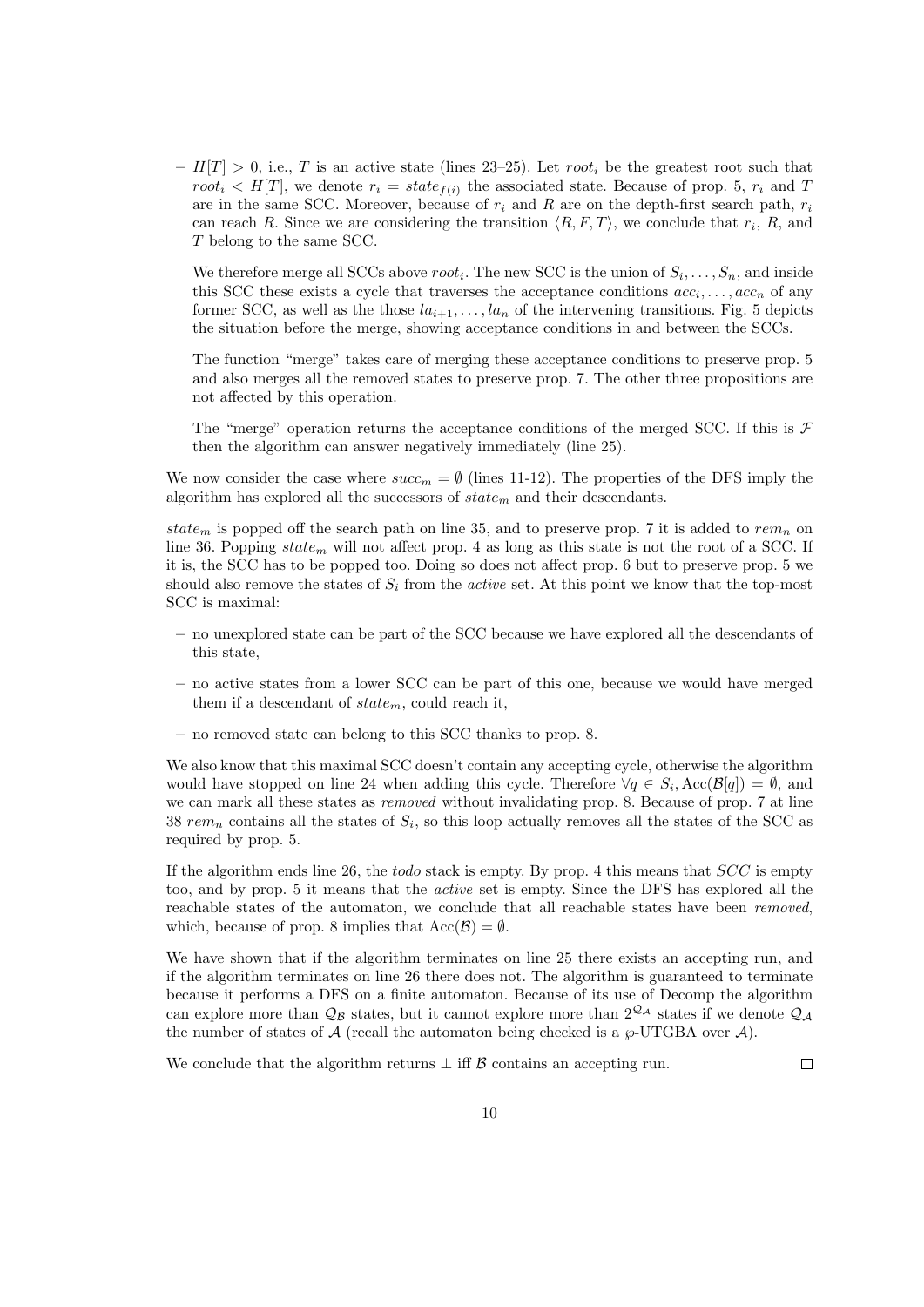– $H[T] > 0$, i.e., $T$ is an active state (lines 23–25). Let $root_i$ be the greatest root such that $root_i < H[T]$, we denote $r_i = state_{f(i)}$ the associated state. Because of prop. 5, $r_i$ and $T$ are in the same SCC. Moreover, because of $r_i$ and $R$ are on the depth-first search path, $r_i$ can reach $R$. Since we are considering the transition $\langle R, F, T \rangle$, we conclude that $r_i$, $R$, and $T$ belong to the same SCC.

  We therefore merge all SCCs above $root_i$. The new SCC is the union of $S_i, \ldots, S_n$, and inside this SCC these exists a cycle that traverses the acceptance conditions $acc_i, \ldots, acc_n$ of any former SCC, as well as the those $la_{i+1}, \ldots, la_n$ of the intervening transitions. Fig. 5 depicts the situation before the merge, showing acceptance conditions in and between the SCCs.

  The function "merge" takes care of merging these acceptance conditions to preserve prop. 5 and also merges all the removed states to preserve prop. 7. The other three propositions are not affected by this operation.

  The "merge" operation returns the acceptance conditions of the merged SCC. If this is $\mathcal{F}$ then the algorithm can answer negatively immediately (line 25).

We now consider the case where $succ_m = \emptyset$ (lines 11-12). The properties of the DFS imply the algorithm has explored all the successors of $state_m$ and their descendants.

$state_m$ is popped off the search path on line 35, and to preserve prop. 7 it is added to $rem_n$ on line 36. Popping $state_m$ will not affect prop. 4 as long as this state is not the root of a SCC. If it is, the SCC has to be popped too. Doing so does not affect prop. 6 but to preserve prop. 5 we should also remove the states of $S_i$ from the *active* set. At this point we know that the top-most SCC is maximal:

– no unexplored state can be part of the SCC because we have explored all the descendants of this state,

– no active states from a lower SCC can be part of this one, because we would have merged them if a descendant of $state_m$, could reach it,

– no removed state can belong to this SCC thanks to prop. 8.

We also know that this maximal SCC doesn't contain any accepting cycle, otherwise the algorithm would have stopped on line 24 when adding this cycle. Therefore $\forall q \in S_i, \mathrm{Acc}(\mathcal{B}[q]) = \emptyset$, and we can mark all these states as *removed* without invalidating prop. 8. Because of prop. 7 at line 38 $rem_n$ contains all the states of $S_i$, so this loop actually removes all the states of the SCC as required by prop. 5.

If the algorithm ends line 26, the *todo* stack is empty. By prop. 4 this means that $SCC$ is empty too, and by prop. 5 it means that the *active* set is empty. Since the DFS has explored all the reachable states of the automaton, we conclude that all reachable states have been *removed*, which, because of prop. 8 implies that $\mathrm{Acc}(\mathcal{B}) = \emptyset$.

We have shown that if the algorithm terminates on line 25 there exists an accepting run, and if the algorithm terminates on line 26 there does not. The algorithm is guaranteed to terminate because it performs a DFS on a finite automaton. Because of its use of Decomp the algorithm can explore more than $\mathcal{Q}_\mathcal{B}$ states, but it cannot explore more than $2^{\mathcal{Q}_\mathcal{A}}$ states if we denote $\mathcal{Q}_\mathcal{A}$ the number of states of $\mathcal{A}$ (recall the automaton being checked is a $\wp$-UTGBA over $\mathcal{A}$).

We conclude that the algorithm returns $\perp$ iff $\mathcal{B}$ contains an accepting run. $\square$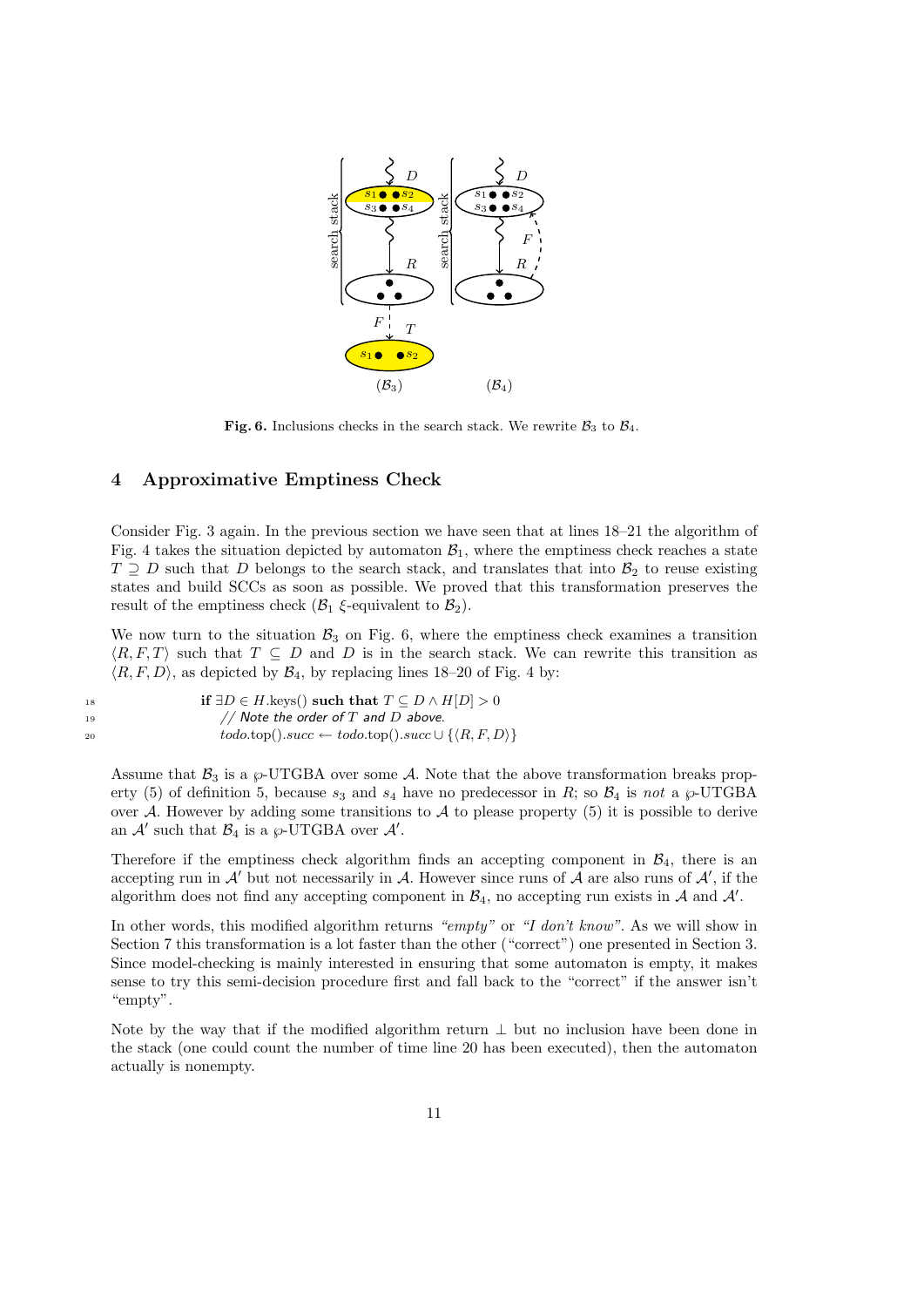**Fig. 6.** Inclusions checks in the search stack. We rewrite $\mathcal{B}_3$ to $\mathcal{B}_4$.

## 4 Approximative Emptiness Check

Consider Fig. 3 again. In the previous section we have seen that at lines 18–21 the algorithm of Fig. 4 takes the situation depicted by automaton $\mathcal{B}_1$, where the emptiness check reaches a state $T \supseteq D$ such that $D$ belongs to the search stack, and translates that into $\mathcal{B}_2$ to reuse existing states and build SCCs as soon as possible. We proved that this transformation preserves the result of the emptiness check ($\mathcal{B}_1$ $\xi$-equivalent to $\mathcal{B}_2$).

We now turn to the situation $\mathcal{B}_3$ on Fig. 6, where the emptiness check examines a transition $\langle R, F, T\rangle$ such that $T \subseteq D$ and $D$ is in the search stack. We can rewrite this transition as $\langle R, F, D\rangle$, as depicted by $\mathcal{B}_4$, by replacing lines 18–20 of Fig. 4 by:

```
18    if ∃D ∈ H.keys() such that T ⊆ D ∧ H[D] > 0
19        // Note the order of T and D above.
20        todo.top().succ ← todo.top().succ ∪ {⟨R, F, D⟩}
```

Assume that $\mathcal{B}_3$ is a $\wp$-UTGBA over some $\mathcal{A}$. Note that the above transformation breaks property (5) of definition 5, because $s_3$ and $s_4$ have no predecessor in $R$; so $\mathcal{B}_4$ is *not* a $\wp$-UTGBA over $\mathcal{A}$. However by adding some transitions to $\mathcal{A}$ to please property (5) it is possible to derive an $\mathcal{A}'$ such that $\mathcal{B}_4$ is a $\wp$-UTGBA over $\mathcal{A}'$.

Therefore if the emptiness check algorithm finds an accepting component in $\mathcal{B}_4$, there is an accepting run in $\mathcal{A}'$ but not necessarily in $\mathcal{A}$. However since runs of $\mathcal{A}$ are also runs of $\mathcal{A}'$, if the algorithm does not find any accepting component in $\mathcal{B}_4$, no accepting run exists in $\mathcal{A}$ and $\mathcal{A}'$.

In other words, this modified algorithm returns *"empty"* or *"I don't know"*. As we will show in Section 7 this transformation is a lot faster than the other ("correct") one presented in Section 3. Since model-checking is mainly interested in ensuring that some automaton is empty, it makes sense to try this semi-decision procedure first and fall back to the "correct" if the answer isn't "empty".

Note by the way that if the modified algorithm return $\bot$ but no inclusion have been done in the stack (one could count the number of time line 20 has been executed), then the automaton actually is nonempty.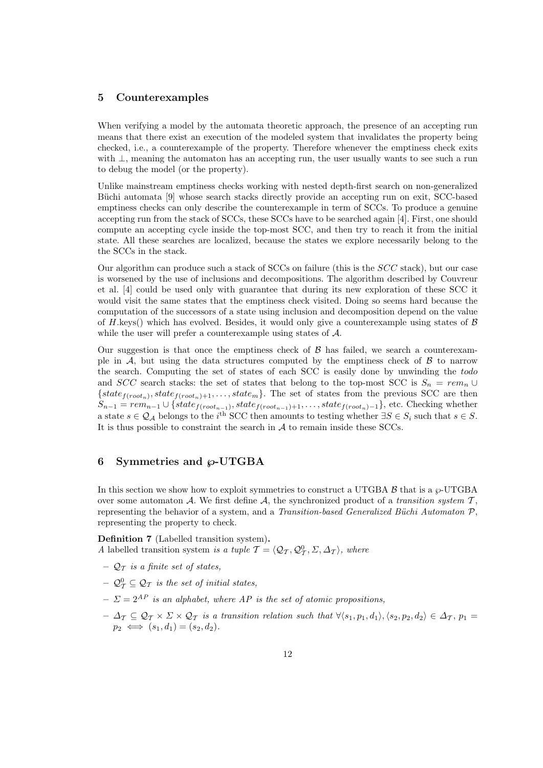## 5 Counterexamples

When verifying a model by the automata theoretic approach, the presence of an accepting run means that there exist an execution of the modeled system that invalidates the property being checked, i.e., a counterexample of the property. Therefore whenever the emptiness check exits with $\bot$, meaning the automaton has an accepting run, the user usually wants to see such a run to debug the model (or the property).

Unlike mainstream emptiness checks working with nested depth-first search on non-generalized Büchi automata [9] whose search stacks directly provide an accepting run on exit, SCC-based emptiness checks can only describe the counterexample in term of SCCs. To produce a genuine accepting run from the stack of SCCs, these SCCs have to be searched again [4]. First, one should compute an accepting cycle inside the top-most SCC, and then try to reach it from the initial state. All these searches are localized, because the states we explore necessarily belong to the the SCCs in the stack.

Our algorithm can produce such a stack of SCCs on failure (this is the *SCC* stack), but our case is worsened by the use of inclusions and decompositions. The algorithm described by Couvreur et al. [4] could be used only with guarantee that during its new exploration of these SCC it would visit the same states that the emptiness check visited. Doing so seems hard because the computation of the successors of a state using inclusion and decomposition depend on the value of $H$.keys() which has evolved. Besides, it would only give a counterexample using states of $\mathcal{B}$ while the user will prefer a counterexample using states of $\mathcal{A}$.

Our suggestion is that once the emptiness check of $\mathcal{B}$ has failed, we search a counterexample in $\mathcal{A}$, but using the data structures computed by the emptiness check of $\mathcal{B}$ to narrow the search. Computing the set of states of each SCC is easily done by unwinding the *todo* and *SCC* search stacks: the set of states that belong to the top-most SCC is $S_n = rem_n \cup \{state_{f(root_n)}, state_{f(root_n)+1}, \ldots, state_m\}$. The set of states from the previous SCC are then $S_{n-1} = rem_{n-1} \cup \{state_{f(root_{n-1})}, state_{f(root_{n-1})+1}, \ldots, state_{f(root_n)-1}\}$, etc. Checking whether a state $s \in \mathcal{Q}_\mathcal{A}$ belongs to the $i^{\text{th}}$ SCC then amounts to testing whether $\exists S \in S_i$ such that $s \in S$. It is thus possible to constraint the search in $\mathcal{A}$ to remain inside these SCCs.

## 6 Symmetries and $\wp$-UTGBA

In this section we show how to exploit symmetries to construct a UTGBA $\mathcal{B}$ that is a $\wp$-UTGBA over some automaton $\mathcal{A}$. We first define $\mathcal{A}$, the synchronized product of a *transition system* $\mathcal{T}$, representing the behavior of a system, and a *Transition-based Generalized Büchi Automaton* $\mathcal{P}$, representing the property to check.

**Definition 7** (Labelled transition system)**.**
*A labelled transition system is a tuple* $\mathcal{T} = \langle \mathcal{Q}_\mathcal{T}, \mathcal{Q}^0_\mathcal{T}, \Sigma, \Delta_\mathcal{T} \rangle$*, where*

- $\mathcal{Q}_\mathcal{T}$ *is a finite set of states,*
- $\mathcal{Q}^0_\mathcal{T} \subseteq \mathcal{Q}_\mathcal{T}$ *is the set of initial states,*
- $\Sigma = 2^{AP}$ *is an alphabet, where* $AP$ *is the set of atomic propositions,*
- $\Delta_\mathcal{T} \subseteq \mathcal{Q}_\mathcal{T} \times \Sigma \times \mathcal{Q}_\mathcal{T}$ *is a transition relation such that* $\forall \langle s_1, p_1, d_1 \rangle, \langle s_2, p_2, d_2 \rangle \in \Delta_\mathcal{T}$, $p_1 = p_2 \iff (s_1, d_1) = (s_2, d_2)$.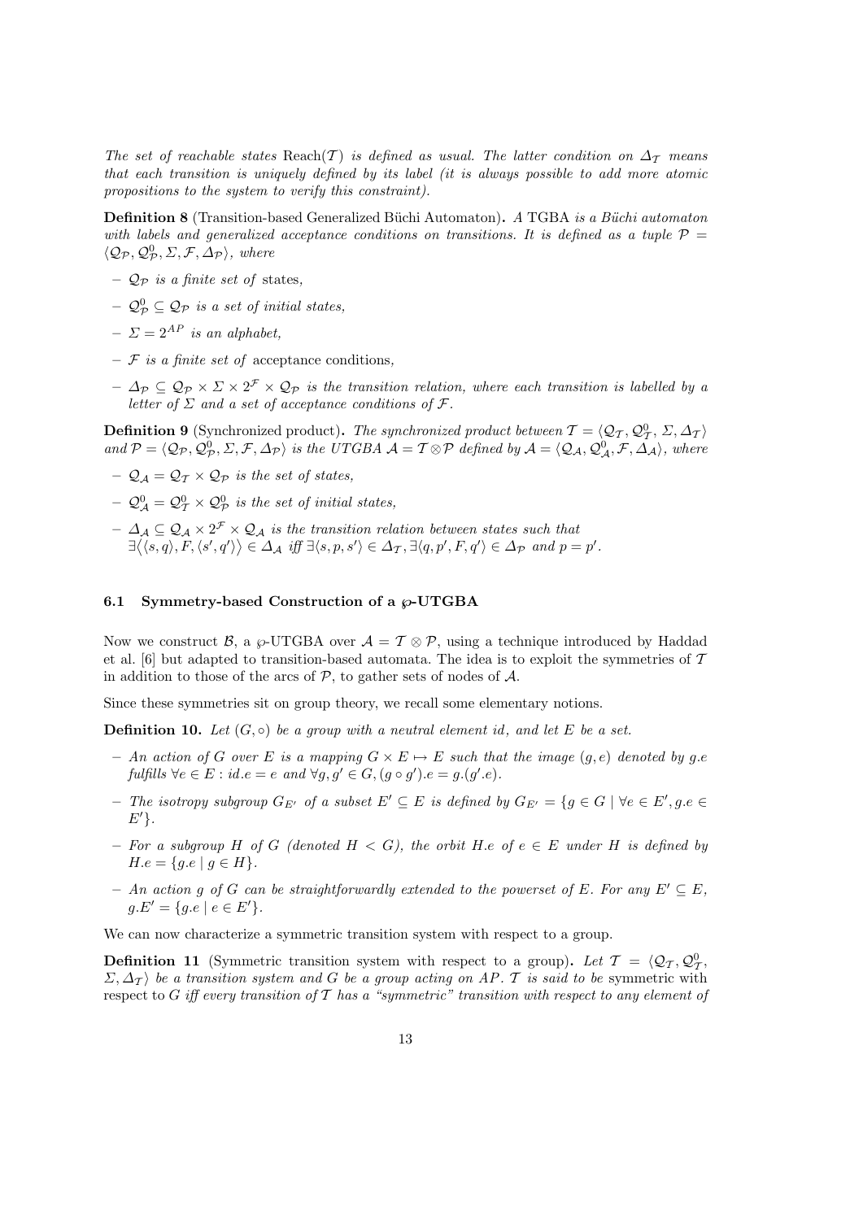*The set of reachable states* Reach($\mathcal{T}$) *is defined as usual. The latter condition on $\Delta_{\mathcal{T}}$ means that each transition is uniquely defined by its label (it is always possible to add more atomic propositions to the system to verify this constraint).*

**Definition 8** (Transition-based Generalized Büchi Automaton)**.** *A* TGBA *is a Büchi automaton with labels and generalized acceptance conditions on transitions. It is defined as a tuple $\mathcal{P} = \langle \mathcal{Q}_{\mathcal{P}}, \mathcal{Q}^0_{\mathcal{P}}, \Sigma, \mathcal{F}, \Delta_{\mathcal{P}} \rangle$, where*

- *$\mathcal{Q}_{\mathcal{P}}$ is a finite set of* states*,*
- *$\mathcal{Q}^0_{\mathcal{P}} \subseteq \mathcal{Q}_{\mathcal{P}}$ is a set of initial states,*
- *$\Sigma = 2^{AP}$ is an alphabet,*
- *$\mathcal{F}$ is a finite set of* acceptance conditions*,*
- *$\Delta_{\mathcal{P}} \subseteq \mathcal{Q}_{\mathcal{P}} \times \Sigma \times 2^{\mathcal{F}} \times \mathcal{Q}_{\mathcal{P}}$ is the transition relation, where each transition is labelled by a letter of $\Sigma$ and a set of acceptance conditions of $\mathcal{F}$.*

**Definition 9** (Synchronized product)**.** *The synchronized product between $\mathcal{T} = \langle \mathcal{Q}_{\mathcal{T}}, \mathcal{Q}^0_{\mathcal{T}}, \Sigma, \Delta_{\mathcal{T}} \rangle$ and $\mathcal{P} = \langle \mathcal{Q}_{\mathcal{P}}, \mathcal{Q}^0_{\mathcal{P}}, \Sigma, \mathcal{F}, \Delta_{\mathcal{P}} \rangle$ is the UTGBA $\mathcal{A} = \mathcal{T} \otimes \mathcal{P}$ defined by $\mathcal{A} = \langle \mathcal{Q}_{\mathcal{A}}, \mathcal{Q}^0_{\mathcal{A}}, \mathcal{F}, \Delta_{\mathcal{A}} \rangle$, where*

- *$\mathcal{Q}_{\mathcal{A}} = \mathcal{Q}_{\mathcal{T}} \times \mathcal{Q}_{\mathcal{P}}$ is the set of states,*
- *$\mathcal{Q}^0_{\mathcal{A}} = \mathcal{Q}^0_{\mathcal{T}} \times \mathcal{Q}^0_{\mathcal{P}}$ is the set of initial states,*
- *$\Delta_{\mathcal{A}} \subseteq \mathcal{Q}_{\mathcal{A}} \times 2^{\mathcal{F}} \times \mathcal{Q}_{\mathcal{A}}$ is the transition relation between states such that $\exists \big\langle \langle s, q \rangle, F, \langle s', q' \rangle \big\rangle \in \Delta_{\mathcal{A}}$ iff $\exists \langle s, p, s' \rangle \in \Delta_{\mathcal{T}}, \exists \langle q, p', F, q' \rangle \in \Delta_{\mathcal{P}}$ and $p = p'$.*

### 6.1 Symmetry-based Construction of a $\wp$-UTGBA

Now we construct $\mathcal{B}$, a $\wp$-UTGBA over $\mathcal{A} = \mathcal{T} \otimes \mathcal{P}$, using a technique introduced by Haddad et al. [6] but adapted to transition-based automata. The idea is to exploit the symmetries of $\mathcal{T}$ in addition to those of the arcs of $\mathcal{P}$, to gather sets of nodes of $\mathcal{A}$.

Since these symmetries sit on group theory, we recall some elementary notions.

**Definition 10.** *Let $(G, \circ)$ be a group with a neutral element $id$, and let $E$ be a set.*

- *An action of $G$ over $E$ is a mapping $G \times E \mapsto E$ such that the image $(g, e)$ denoted by $g.e$ fulfills $\forall e \in E : id.e = e$ and $\forall g, g' \in G, (g \circ g').e = g.(g'.e)$.*
- *The isotropy subgroup $G_{E'}$ of a subset $E' \subseteq E$ is defined by $G_{E'} = \{g \in G \mid \forall e \in E', g.e \in E'\}$.*
- *For a subgroup $H$ of $G$ (denoted $H < G$), the orbit $H.e$ of $e \in E$ under $H$ is defined by $H.e = \{g.e \mid g \in H\}$.*
- *An action $g$ of $G$ can be straightforwardly extended to the powerset of $E$. For any $E' \subseteq E$, $g.E' = \{g.e \mid e \in E'\}$.*

We can now characterize a symmetric transition system with respect to a group.

**Definition 11** (Symmetric transition system with respect to a group)**.** *Let $\mathcal{T} = \langle \mathcal{Q}_{\mathcal{T}}, \mathcal{Q}^0_{\mathcal{T}}, \Sigma, \Delta_{\mathcal{T}} \rangle$ be a transition system and $G$ be a group acting on $AP$. $\mathcal{T}$ is said to be* symmetric with respect to $G$ *iff every transition of $\mathcal{T}$ has a "symmetric" transition with respect to any element of*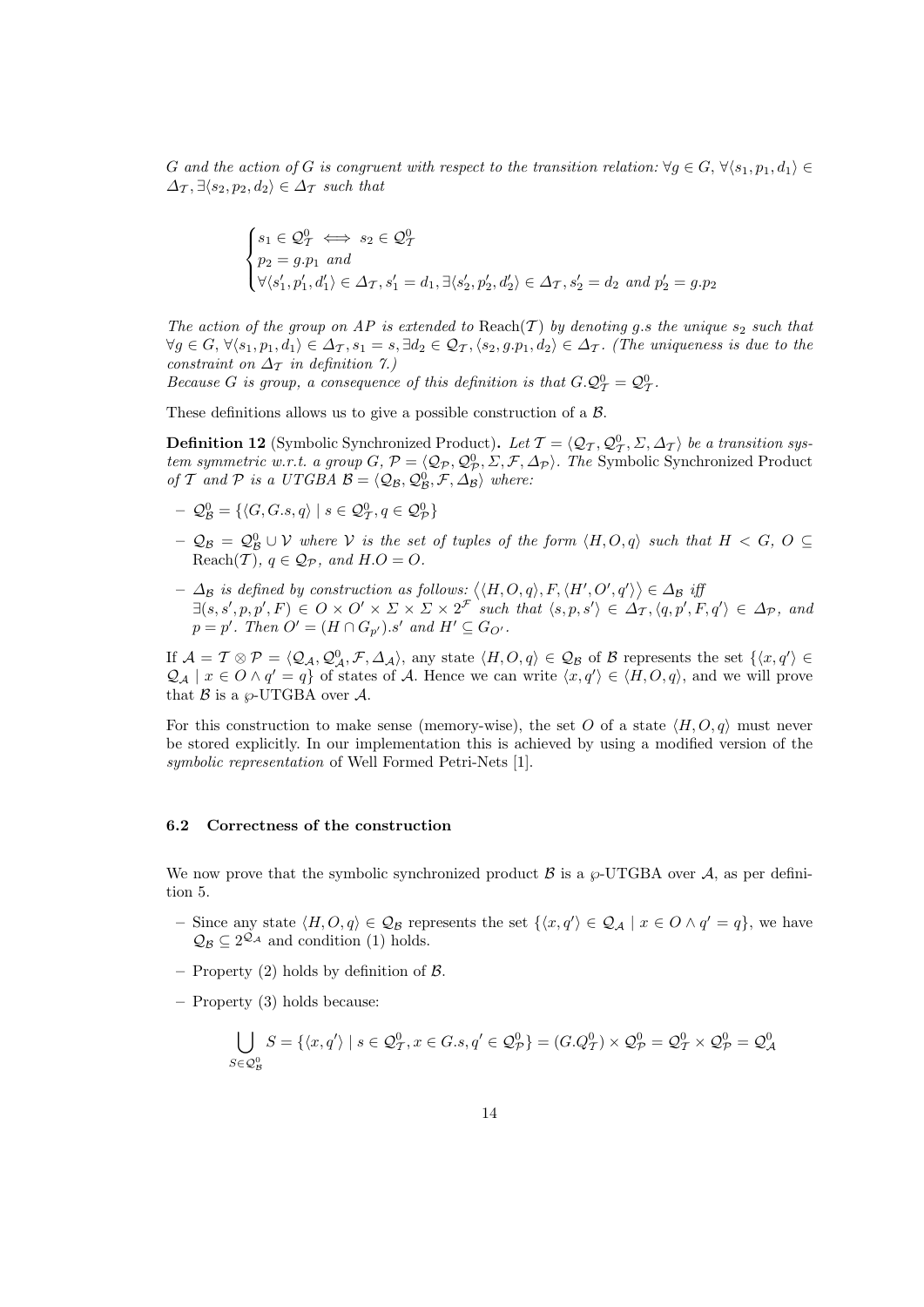*G and the action of G is congruent with respect to the transition relation:* $\forall g \in G, \forall \langle s_1, p_1, d_1 \rangle \in \Delta_\mathcal{T}, \exists \langle s_2, p_2, d_2 \rangle \in \Delta_\mathcal{T}$ *such that*

$$\begin{cases} s_1 \in \mathcal{Q}^0_\mathcal{T} \iff s_2 \in \mathcal{Q}^0_\mathcal{T} \\ p_2 = g.p_1 \text{ and} \\ \forall \langle s'_1, p'_1, d'_1 \rangle \in \Delta_\mathcal{T}, s'_1 = d_1, \exists \langle s'_2, p'_2, d'_2 \rangle \in \Delta_\mathcal{T}, s'_2 = d_2 \text{ and } p'_2 = g.p_2 \end{cases}$$

*The action of the group on AP is extended to* $\text{Reach}(\mathcal{T})$ *by denoting g.s the unique* $s_2$ *such that* $\forall g \in G, \forall \langle s_1, p_1, d_1 \rangle \in \Delta_\mathcal{T}, s_1 = s, \exists d_2 \in \mathcal{Q}_\mathcal{T}, \langle s_2, g.p_1, d_2 \rangle \in \Delta_\mathcal{T}$. *(The uniqueness is due to the constraint on* $\Delta_\mathcal{T}$ *in definition 7.)*

*Because G is group, a consequence of this definition is that* $G.\mathcal{Q}^0_\mathcal{T} = \mathcal{Q}^0_\mathcal{T}$.

These definitions allows us to give a possible construction of a $\mathcal{B}$.

**Definition 12** (Symbolic Synchronized Product)**.** *Let* $\mathcal{T} = \langle \mathcal{Q}_\mathcal{T}, \mathcal{Q}^0_\mathcal{T}, \Sigma, \Delta_\mathcal{T} \rangle$ *be a transition system symmetric w.r.t. a group G,* $\mathcal{P} = \langle \mathcal{Q}_\mathcal{P}, \mathcal{Q}^0_\mathcal{P}, \Sigma, \mathcal{F}, \Delta_\mathcal{P} \rangle$. *The* Symbolic Synchronized Product *of* $\mathcal{T}$ *and* $\mathcal{P}$ *is a UTGBA* $\mathcal{B} = \langle \mathcal{Q}_\mathcal{B}, \mathcal{Q}^0_\mathcal{B}, \mathcal{F}, \Delta_\mathcal{B} \rangle$ *where:*

- $\mathcal{Q}^0_\mathcal{B} = \{\langle G, G.s, q \rangle \mid s \in \mathcal{Q}^0_\mathcal{T}, q \in \mathcal{Q}^0_\mathcal{P}\}$
- $\mathcal{Q}_\mathcal{B} = \mathcal{Q}^0_\mathcal{B} \cup \mathcal{V}$ *where* $\mathcal{V}$ *is the set of tuples of the form* $\langle H, O, q \rangle$ *such that* $H < G$, $O \subseteq \text{Reach}(\mathcal{T})$, $q \in \mathcal{Q}_\mathcal{P}$, *and* $H.O = O$.
- $\Delta_\mathcal{B}$ *is defined by construction as follows:* $\big\langle \langle H, O, q \rangle, F, \langle H', O', q' \rangle \big\rangle \in \Delta_\mathcal{B}$ *iff* $\exists (s, s', p, p', F) \in O \times O' \times \Sigma \times \Sigma \times 2^\mathcal{F}$ *such that* $\langle s, p, s' \rangle \in \Delta_\mathcal{T}, \langle q, p', F, q' \rangle \in \Delta_\mathcal{P}$, *and* $p = p'$. *Then* $O' = (H \cap G_{p'}).s'$ *and* $H' \subseteq G_{O'}$.

If $\mathcal{A} = \mathcal{T} \otimes \mathcal{P} = \langle \mathcal{Q}_\mathcal{A}, \mathcal{Q}^0_\mathcal{A}, \mathcal{F}, \Delta_\mathcal{A} \rangle$, any state $\langle H, O, q \rangle \in \mathcal{Q}_\mathcal{B}$ of $\mathcal{B}$ represents the set $\{\langle x, q' \rangle \in \mathcal{Q}_\mathcal{A} \mid x \in O \wedge q' = q\}$ of states of $\mathcal{A}$. Hence we can write $\langle x, q' \rangle \in \langle H, O, q \rangle$, and we will prove that $\mathcal{B}$ is a $\wp$-UTGBA over $\mathcal{A}$.

For this construction to make sense (memory-wise), the set $O$ of a state $\langle H, O, q \rangle$ must never be stored explicitly. In our implementation this is achieved by using a modified version of the *symbolic representation* of Well Formed Petri-Nets [1].

### 6.2 Correctness of the construction

We now prove that the symbolic synchronized product $\mathcal{B}$ is a $\wp$-UTGBA over $\mathcal{A}$, as per definition 5.

- Since any state $\langle H, O, q \rangle \in \mathcal{Q}_\mathcal{B}$ represents the set $\{\langle x, q' \rangle \in \mathcal{Q}_\mathcal{A} \mid x \in O \wedge q' = q\}$, we have $\mathcal{Q}_\mathcal{B} \subseteq 2^{\mathcal{Q}_\mathcal{A}}$ and condition (1) holds.
- Property (2) holds by definition of $\mathcal{B}$.
- Property (3) holds because:

$$\bigcup_{S \in \mathcal{Q}^0_\mathcal{B}} S = \{\langle x, q' \rangle \mid s \in \mathcal{Q}^0_\mathcal{T}, x \in G.s, q' \in \mathcal{Q}^0_\mathcal{P}\} = (G.Q^0_\mathcal{T}) \times \mathcal{Q}^0_\mathcal{P} = \mathcal{Q}^0_\mathcal{T} \times \mathcal{Q}^0_\mathcal{P} = \mathcal{Q}^0_\mathcal{A}$$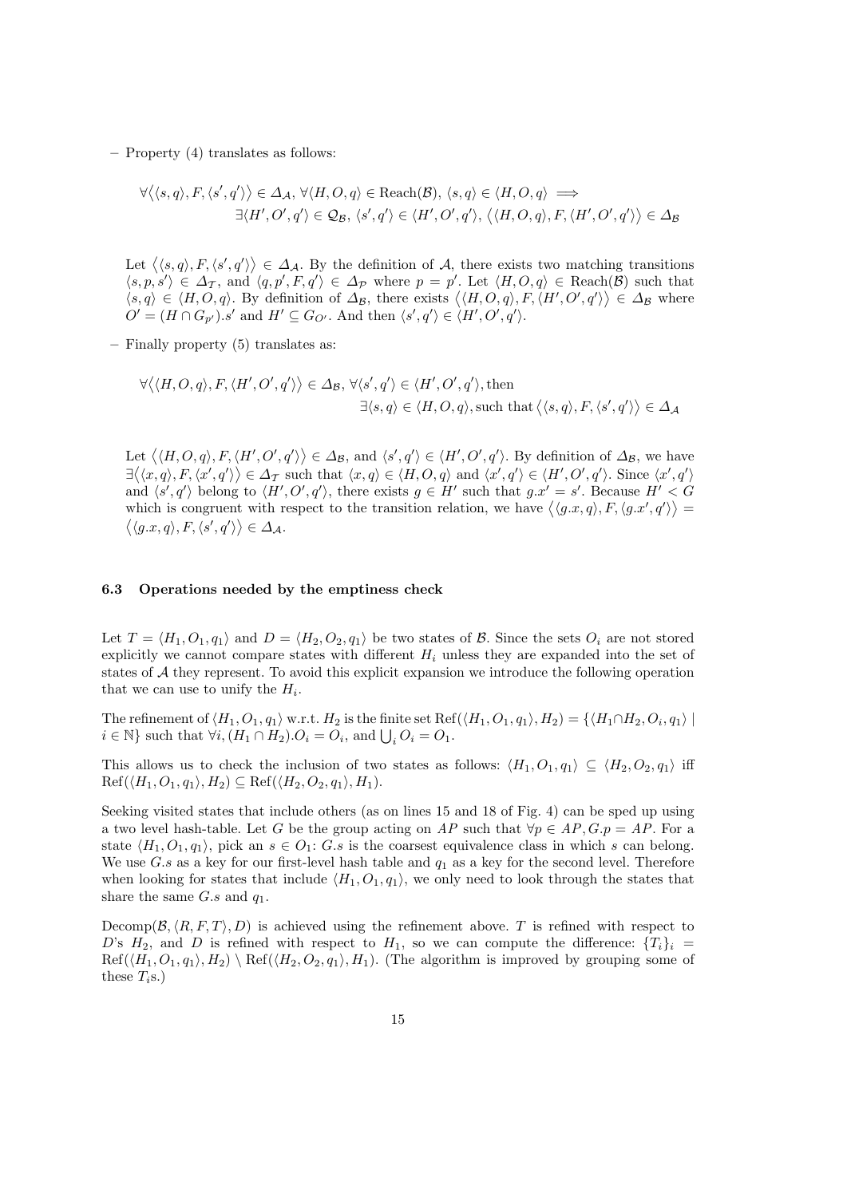– Property (4) translates as follows:

$$\forall \big\langle \langle s,q\rangle, F, \langle s',q'\rangle \big\rangle \in \Delta_{\mathcal{A}},\ \forall \langle H,O,q\rangle \in \mathrm{Reach}(\mathcal{B}),\ \langle s,q\rangle \in \langle H,O,q\rangle \implies$$
$$\exists \langle H',O',q'\rangle \in \mathcal{Q}_{\mathcal{B}},\ \langle s',q'\rangle \in \langle H',O',q'\rangle,\ \big\langle \langle H,O,q\rangle, F, \langle H',O',q'\rangle \big\rangle \in \Delta_{\mathcal{B}}$$

Let $\big\langle \langle s,q\rangle, F, \langle s',q'\rangle \big\rangle \in \Delta_{\mathcal{A}}$. By the definition of $\mathcal{A}$, there exists two matching transitions $\langle s,p,s'\rangle \in \Delta_{\mathcal{T}}$, and $\langle q,p',F,q'\rangle \in \Delta_{\mathcal{P}}$ where $p = p'$. Let $\langle H,O,q\rangle \in \mathrm{Reach}(\mathcal{B})$ such that $\langle s,q\rangle \in \langle H,O,q\rangle$. By definition of $\Delta_{\mathcal{B}}$, there exists $\big\langle \langle H,O,q\rangle, F, \langle H',O',q'\rangle \big\rangle \in \Delta_{\mathcal{B}}$ where $O' = (H \cap G_{p'}).s'$ and $H' \subseteq G_{O'}$. And then $\langle s',q'\rangle \in \langle H',O',q'\rangle$.

– Finally property (5) translates as:

$$\forall \big\langle \langle H,O,q\rangle, F, \langle H',O',q'\rangle \big\rangle \in \Delta_{\mathcal{B}},\ \forall \langle s',q'\rangle \in \langle H',O',q'\rangle, \text{then}$$
$$\exists \langle s,q\rangle \in \langle H,O,q\rangle, \text{such that} \big\langle \langle s,q\rangle, F, \langle s',q'\rangle \big\rangle \in \Delta_{\mathcal{A}}$$

Let $\big\langle \langle H,O,q\rangle, F, \langle H',O',q'\rangle \big\rangle \in \Delta_{\mathcal{B}}$, and $\langle s',q'\rangle \in \langle H',O',q'\rangle$. By definition of $\Delta_{\mathcal{B}}$, we have $\exists \big\langle \langle x,q\rangle, F, \langle x',q'\rangle \big\rangle \in \Delta_{\mathcal{T}}$ such that $\langle x,q\rangle \in \langle H,O,q\rangle$ and $\langle x',q'\rangle \in \langle H',O',q'\rangle$. Since $\langle x',q'\rangle$ and $\langle s',q'\rangle$ belong to $\langle H',O',q'\rangle$, there exists $g \in H'$ such that $g.x' = s'$. Because $H' < G$ which is congruent with respect to the transition relation, we have $\big\langle \langle g.x,q\rangle, F, \langle g.x',q'\rangle \big\rangle = \big\langle \langle g.x,q\rangle, F, \langle s',q'\rangle \big\rangle \in \Delta_{\mathcal{A}}$.

### 6.3 Operations needed by the emptiness check

Let $T = \langle H_1, O_1, q_1\rangle$ and $D = \langle H_2, O_2, q_1\rangle$ be two states of $\mathcal{B}$. Since the sets $O_i$ are not stored explicitly we cannot compare states with different $H_i$ unless they are expanded into the set of states of $\mathcal{A}$ they represent. To avoid this explicit expansion we introduce the following operation that we can use to unify the $H_i$.

The refinement of $\langle H_1, O_1, q_1\rangle$ w.r.t. $H_2$ is the finite set $\mathrm{Ref}(\langle H_1, O_1, q_1\rangle, H_2) = \{\langle H_1 \cap H_2, O_i, q_1\rangle \mid i \in \mathbb{N}\}$ such that $\forall i, (H_1 \cap H_2).O_i = O_i$, and $\bigcup_i O_i = O_1$.

This allows us to check the inclusion of two states as follows: $\langle H_1, O_1, q_1\rangle \subseteq \langle H_2, O_2, q_1\rangle$ iff $\mathrm{Ref}(\langle H_1, O_1, q_1\rangle, H_2) \subseteq \mathrm{Ref}(\langle H_2, O_2, q_1\rangle, H_1)$.

Seeking visited states that include others (as on lines 15 and 18 of Fig. 4) can be sped up using a two level hash-table. Let $G$ be the group acting on $AP$ such that $\forall p \in AP, G.p = AP$. For a state $\langle H_1, O_1, q_1\rangle$, pick an $s \in O_1$: $G.s$ is the coarsest equivalence class in which $s$ can belong. We use $G.s$ as a key for our first-level hash table and $q_1$ as a key for the second level. Therefore when looking for states that include $\langle H_1, O_1, q_1\rangle$, we only need to look through the states that share the same $G.s$ and $q_1$.

$\mathrm{Decomp}(\mathcal{B}, \langle R, F, T\rangle, D)$ is achieved using the refinement above. $T$ is refined with respect to $D$'s $H_2$, and $D$ is refined with respect to $H_1$, so we can compute the difference: $\{T_i\}_i = \mathrm{Ref}(\langle H_1, O_1, q_1\rangle, H_2) \setminus \mathrm{Ref}(\langle H_2, O_2, q_1\rangle, H_1)$. (The algorithm is improved by grouping some of these $T_i$s.)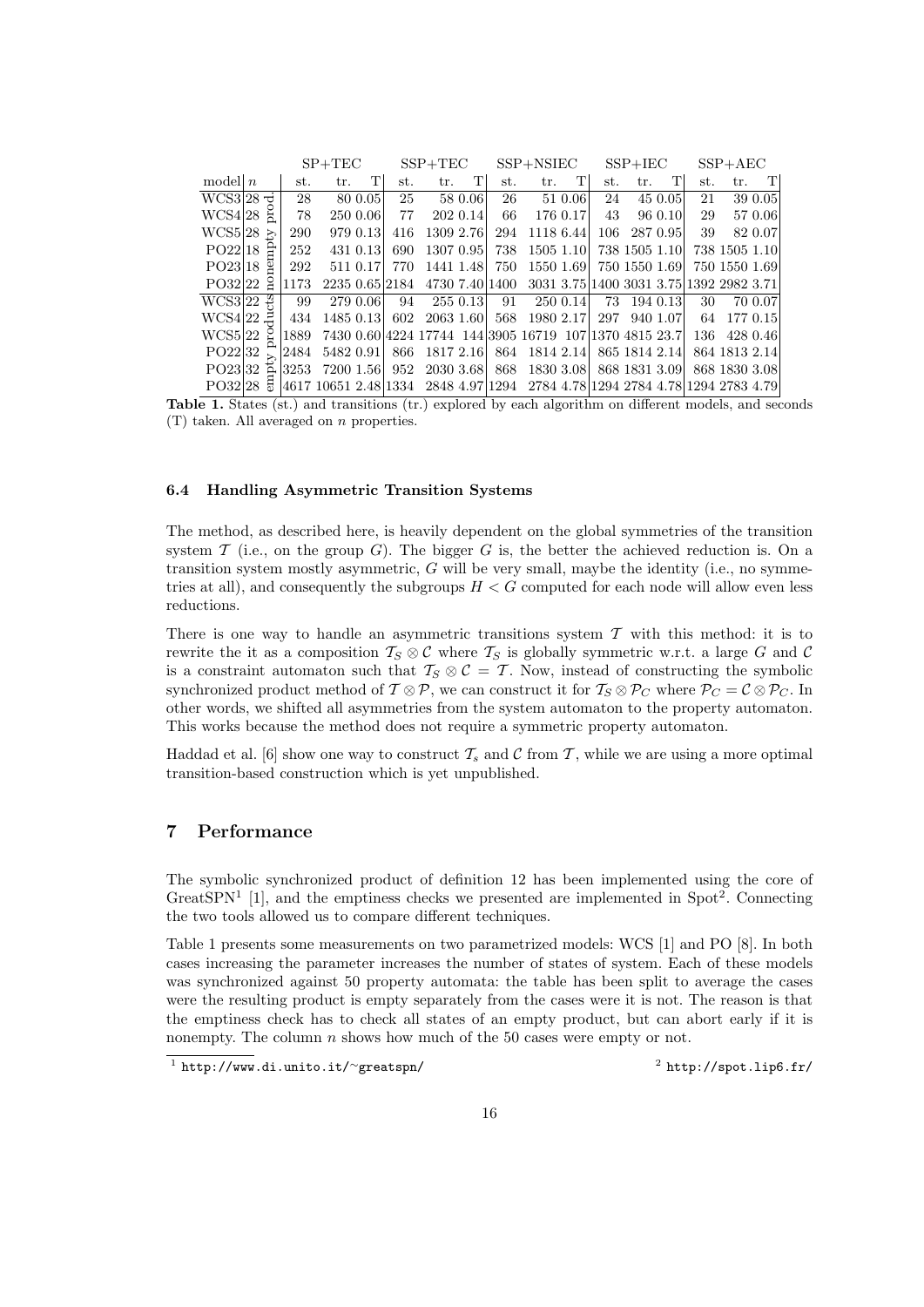| model | $n$ | | SP+TEC st. | SP+TEC tr. | SP+TEC T | SSP+TEC st. | SSP+TEC tr. | SSP+TEC T | SSP+NSIEC st. | SSP+NSIEC tr. | SSP+NSIEC T | SSP+IEC st. | SSP+IEC tr. | SSP+IEC T | SSP+AEC st. | SSP+AEC tr. | SSP+AEC T |
|---|---|---|---|---|---|---|---|---|---|---|---|---|---|---|---|---|---|
| WCS3 | 28 | nonempty prod. | 28 | 80 | 0.05 | 25 | 58 | 0.06 | 26 | 51 | 0.06 | 24 | 45 | 0.05 | 21 | 39 | 0.05 |
| WCS4 | 28 | | 78 | 250 | 0.06 | 77 | 202 | 0.14 | 66 | 176 | 0.17 | 43 | 96 | 0.10 | 29 | 57 | 0.06 |
| WCS5 | 28 | | 290 | 979 | 0.13 | 416 | 1309 | 2.76 | 294 | 1118 | 6.44 | 106 | 287 | 0.95 | 39 | 82 | 0.07 |
| PO22 | 18 | | 252 | 431 | 0.13 | 690 | 1307 | 0.95 | 738 | 1505 | 1.10 | 738 | 1505 | 1.10 | 738 | 1505 | 1.10 |
| PO23 | 18 | | 292 | 511 | 0.17 | 770 | 1441 | 1.48 | 750 | 1550 | 1.69 | 750 | 1550 | 1.69 | 750 | 1550 | 1.69 |
| PO32 | 22 | | 1173 | 2235 | 0.65 | 2184 | 4730 | 7.40 | 1400 | 3031 | 3.75 | 1400 | 3031 | 3.75 | 1392 | 2982 | 3.71 |
| WCS3 | 22 | empty products | 99 | 279 | 0.06 | 94 | 255 | 0.13 | 91 | 250 | 0.14 | 73 | 194 | 0.13 | 30 | 70 | 0.07 |
| WCS4 | 22 | | 434 | 1485 | 0.13 | 602 | 2063 | 1.60 | 568 | 1980 | 2.17 | 297 | 940 | 1.07 | 64 | 177 | 0.15 |
| WCS5 | 22 | | 1889 | 7430 | 0.60 | 4224 | 17744 | 144 | 3905 | 16719 | 107 | 1370 | 4815 | 23.7 | 136 | 428 | 0.46 |
| PO22 | 32 | | 2484 | 5482 | 0.91 | 866 | 1817 | 2.16 | 864 | 1814 | 2.14 | 865 | 1814 | 2.14 | 864 | 1813 | 2.14 |
| PO23 | 32 | | 3253 | 7200 | 1.56 | 952 | 2030 | 3.68 | 868 | 1830 | 3.08 | 868 | 1831 | 3.09 | 868 | 1830 | 3.08 |
| PO32 | 28 | | 4617 | 10651 | 2.48 | 1334 | 2848 | 4.97 | 1294 | 2784 | 4.78 | 1294 | 2784 | 4.78 | 1294 | 2783 | 4.79 |

**Table 1.** States (st.) and transitions (tr.) explored by each algorithm on different models, and seconds (T) taken. All averaged on $n$ properties.

### 6.4 Handling Asymmetric Transition Systems

The method, as described here, is heavily dependent on the global symmetries of the transition system $\mathcal{T}$ (i.e., on the group $G$). The bigger $G$ is, the better the achieved reduction is. On a transition system mostly asymmetric, $G$ will be very small, maybe the identity (i.e., no symmetries at all), and consequently the subgroups $H < G$ computed for each node will allow even less reductions.

There is one way to handle an asymmetric transitions system $\mathcal{T}$ with this method: it is to rewrite the it as a composition $\mathcal{T}_S \otimes \mathcal{C}$ where $\mathcal{T}_S$ is globally symmetric w.r.t. a large $G$ and $\mathcal{C}$ is a constraint automaton such that $\mathcal{T}_S \otimes \mathcal{C} = \mathcal{T}$. Now, instead of constructing the symbolic synchronized product method of $\mathcal{T} \otimes \mathcal{P}$, we can construct it for $\mathcal{T}_S \otimes \mathcal{P}_C$ where $\mathcal{P}_C = \mathcal{C} \otimes \mathcal{P}_C$. In other words, we shifted all asymmetries from the system automaton to the property automaton. This works because the method does not require a symmetric property automaton.

Haddad et al. [6] show one way to construct $\mathcal{T}_s$ and $\mathcal{C}$ from $\mathcal{T}$, while we are using a more optimal transition-based construction which is yet unpublished.

## 7 Performance

The symbolic synchronized product of definition 12 has been implemented using the core of GreatSPN[1] [1], and the emptiness checks we presented are implemented in Spot[2]. Connecting the two tools allowed us to compare different techniques.

Table 1 presents some measurements on two parametrized models: WCS [1] and PO [8]. In both cases increasing the parameter increases the number of states of system. Each of these models was synchronized against 50 property automata: the table has been split to average the cases were the resulting product is empty separately from the cases were it is not. The reason is that the emptiness check has to check all states of an empty product, but can abort early if it is nonempty. The column $n$ shows how much of the 50 cases were empty or not.

[1] http://www.di.unito.it/~greatspn/

[2] http://spot.lip6.fr/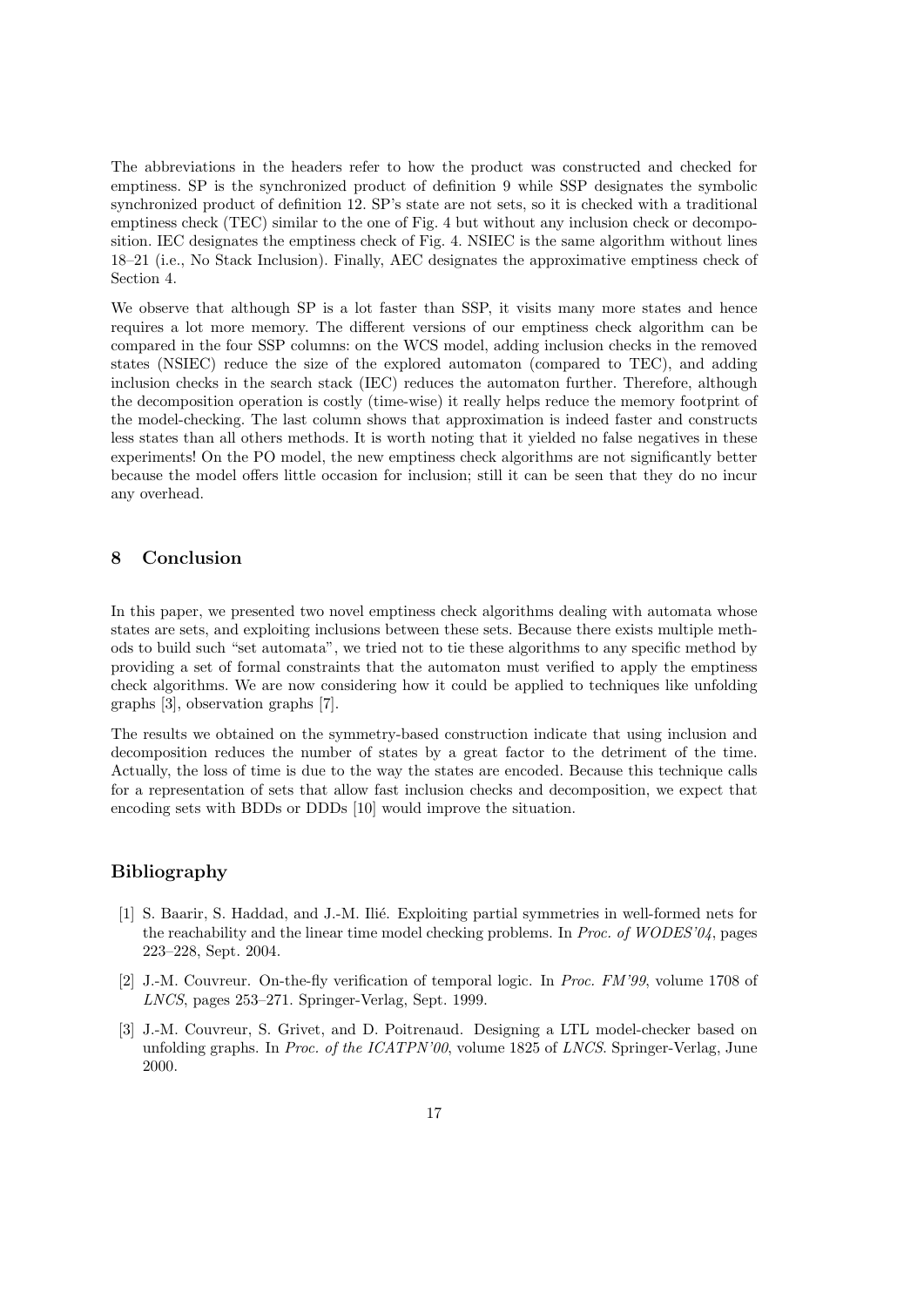The abbreviations in the headers refer to how the product was constructed and checked for emptiness. SP is the synchronized product of definition 9 while SSP designates the symbolic synchronized product of definition 12. SP's state are not sets, so it is checked with a traditional emptiness check (TEC) similar to the one of Fig. 4 but without any inclusion check or decomposition. IEC designates the emptiness check of Fig. 4. NSIEC is the same algorithm without lines 18–21 (i.e., No Stack Inclusion). Finally, AEC designates the approximative emptiness check of Section 4.

We observe that although SP is a lot faster than SSP, it visits many more states and hence requires a lot more memory. The different versions of our emptiness check algorithm can be compared in the four SSP columns: on the WCS model, adding inclusion checks in the removed states (NSIEC) reduce the size of the explored automaton (compared to TEC), and adding inclusion checks in the search stack (IEC) reduces the automaton further. Therefore, although the decomposition operation is costly (time-wise) it really helps reduce the memory footprint of the model-checking. The last column shows that approximation is indeed faster and constructs less states than all others methods. It is worth noting that it yielded no false negatives in these experiments! On the PO model, the new emptiness check algorithms are not significantly better because the model offers little occasion for inclusion; still it can be seen that they do no incur any overhead.

## 8 Conclusion

In this paper, we presented two novel emptiness check algorithms dealing with automata whose states are sets, and exploiting inclusions between these sets. Because there exists multiple methods to build such "set automata", we tried not to tie these algorithms to any specific method by providing a set of formal constraints that the automaton must verified to apply the emptiness check algorithms. We are now considering how it could be applied to techniques like unfolding graphs [3], observation graphs [7].

The results we obtained on the symmetry-based construction indicate that using inclusion and decomposition reduces the number of states by a great factor to the detriment of the time. Actually, the loss of time is due to the way the states are encoded. Because this technique calls for a representation of sets that allow fast inclusion checks and decomposition, we expect that encoding sets with BDDs or DDDs [10] would improve the situation.

## Bibliography

[1] S. Baarir, S. Haddad, and J.-M. Ilié. Exploiting partial symmetries in well-formed nets for the reachability and the linear time model checking problems. In *Proc. of WODES'04*, pages 223–228, Sept. 2004.

[2] J.-M. Couvreur. On-the-fly verification of temporal logic. In *Proc. FM'99*, volume 1708 of *LNCS*, pages 253–271. Springer-Verlag, Sept. 1999.

[3] J.-M. Couvreur, S. Grivet, and D. Poitrenaud. Designing a LTL model-checker based on unfolding graphs. In *Proc. of the ICATPN'00*, volume 1825 of *LNCS*. Springer-Verlag, June 2000.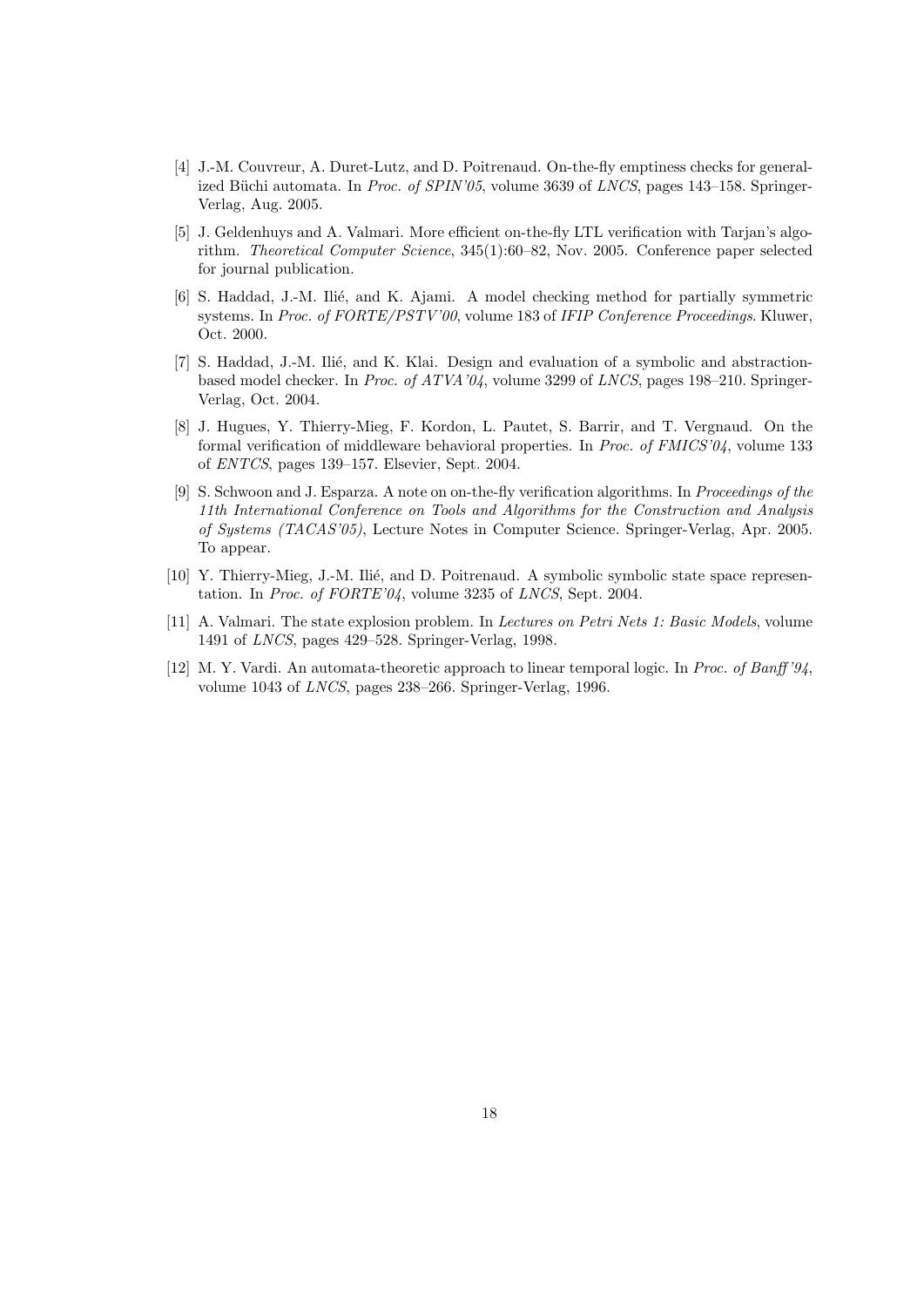[4] J.-M. Couvreur, A. Duret-Lutz, and D. Poitrenaud. On-the-fly emptiness checks for generalized Büchi automata. In *Proc. of SPIN'05*, volume 3639 of *LNCS*, pages 143–158. Springer-Verlag, Aug. 2005.

[5] J. Geldenhuys and A. Valmari. More efficient on-the-fly LTL verification with Tarjan's algorithm. *Theoretical Computer Science*, 345(1):60–82, Nov. 2005. Conference paper selected for journal publication.

[6] S. Haddad, J.-M. Ilié, and K. Ajami. A model checking method for partially symmetric systems. In *Proc. of FORTE/PSTV'00*, volume 183 of *IFIP Conference Proceedings*. Kluwer, Oct. 2000.

[7] S. Haddad, J.-M. Ilié, and K. Klai. Design and evaluation of a symbolic and abstraction-based model checker. In *Proc. of ATVA'04*, volume 3299 of *LNCS*, pages 198–210. Springer-Verlag, Oct. 2004.

[8] J. Hugues, Y. Thierry-Mieg, F. Kordon, L. Pautet, S. Barrir, and T. Vergnaud. On the formal verification of middleware behavioral properties. In *Proc. of FMICS'04*, volume 133 of *ENTCS*, pages 139–157. Elsevier, Sept. 2004.

[9] S. Schwoon and J. Esparza. A note on on-the-fly verification algorithms. In *Proceedings of the 11th International Conference on Tools and Algorithms for the Construction and Analysis of Systems (TACAS'05)*, Lecture Notes in Computer Science. Springer-Verlag, Apr. 2005. To appear.

[10] Y. Thierry-Mieg, J.-M. Ilié, and D. Poitrenaud. A symbolic symbolic state space representation. In *Proc. of FORTE'04*, volume 3235 of *LNCS*, Sept. 2004.

[11] A. Valmari. The state explosion problem. In *Lectures on Petri Nets 1: Basic Models*, volume 1491 of *LNCS*, pages 429–528. Springer-Verlag, 1998.

[12] M. Y. Vardi. An automata-theoretic approach to linear temporal logic. In *Proc. of Banff'94*, volume 1043 of *LNCS*, pages 238–266. Springer-Verlag, 1996.